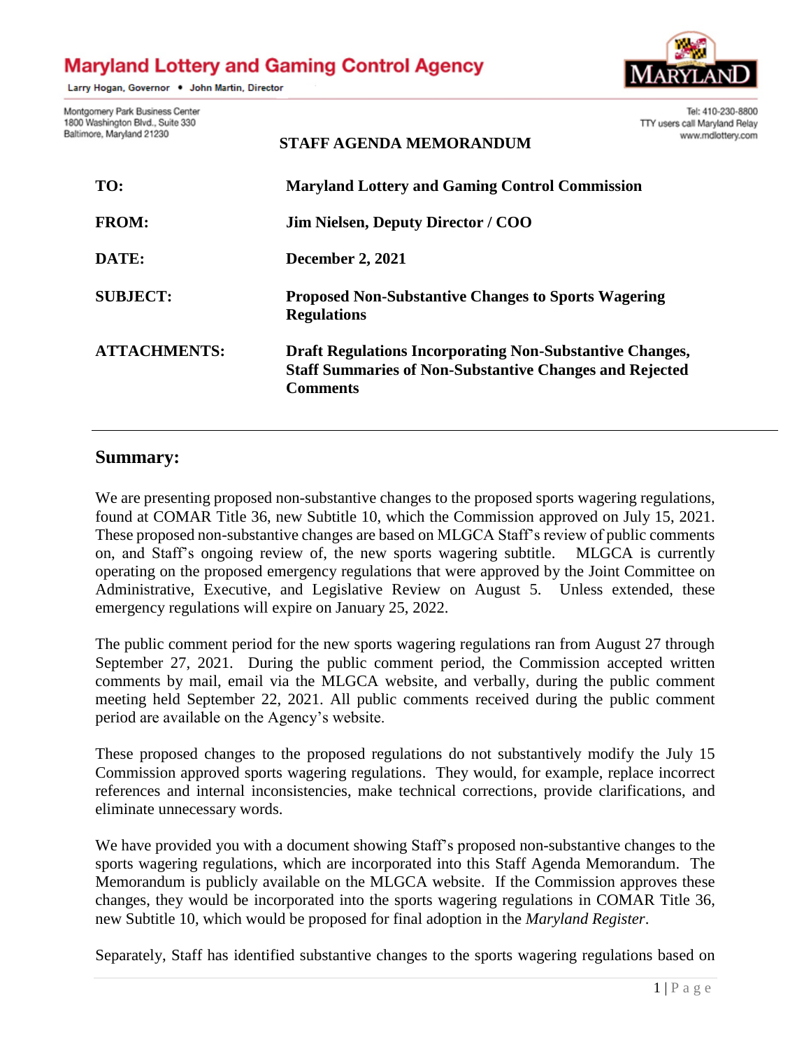# Maryland Lottery and Gaming Control Agency

Larry Hogan, Governor • John Martin, Director

Montgomery Park Business Center
1800 Washington Blvd., Suite 330
Baltimore, Maryland 21230

Tel: 410-230-8800
TTY users call Maryland Relay
www.mdlottery.com

**STAFF AGENDA MEMORANDUM**

| | |
|---|---|
| **TO:** | **Maryland Lottery and Gaming Control Commission** |
| **FROM:** | **Jim Nielsen, Deputy Director / COO** |
| **DATE:** | **December 2, 2021** |
| **SUBJECT:** | **Proposed Non-Substantive Changes to Sports Wagering Regulations** |
| **ATTACHMENTS:** | **Draft Regulations Incorporating Non-Substantive Changes, Staff Summaries of Non-Substantive Changes and Rejected Comments** |

---

## Summary:

We are presenting proposed non-substantive changes to the proposed sports wagering regulations, found at COMAR Title 36, new Subtitle 10, which the Commission approved on July 15, 2021. These proposed non-substantive changes are based on MLGCA Staff's review of public comments on, and Staff's ongoing review of, the new sports wagering subtitle. MLGCA is currently operating on the proposed emergency regulations that were approved by the Joint Committee on Administrative, Executive, and Legislative Review on August 5. Unless extended, these emergency regulations will expire on January 25, 2022.

The public comment period for the new sports wagering regulations ran from August 27 through September 27, 2021. During the public comment period, the Commission accepted written comments by mail, email via the MLGCA website, and verbally, during the public comment meeting held September 22, 2021. All public comments received during the public comment period are available on the Agency's website.

These proposed changes to the proposed regulations do not substantively modify the July 15 Commission approved sports wagering regulations. They would, for example, replace incorrect references and internal inconsistencies, make technical corrections, provide clarifications, and eliminate unnecessary words.

We have provided you with a document showing Staff's proposed non-substantive changes to the sports wagering regulations, which are incorporated into this Staff Agenda Memorandum. The Memorandum is publicly available on the MLGCA website. If the Commission approves these changes, they would be incorporated into the sports wagering regulations in COMAR Title 36, new Subtitle 10, which would be proposed for final adoption in the *Maryland Register*.

Separately, Staff has identified substantive changes to the sports wagering regulations based on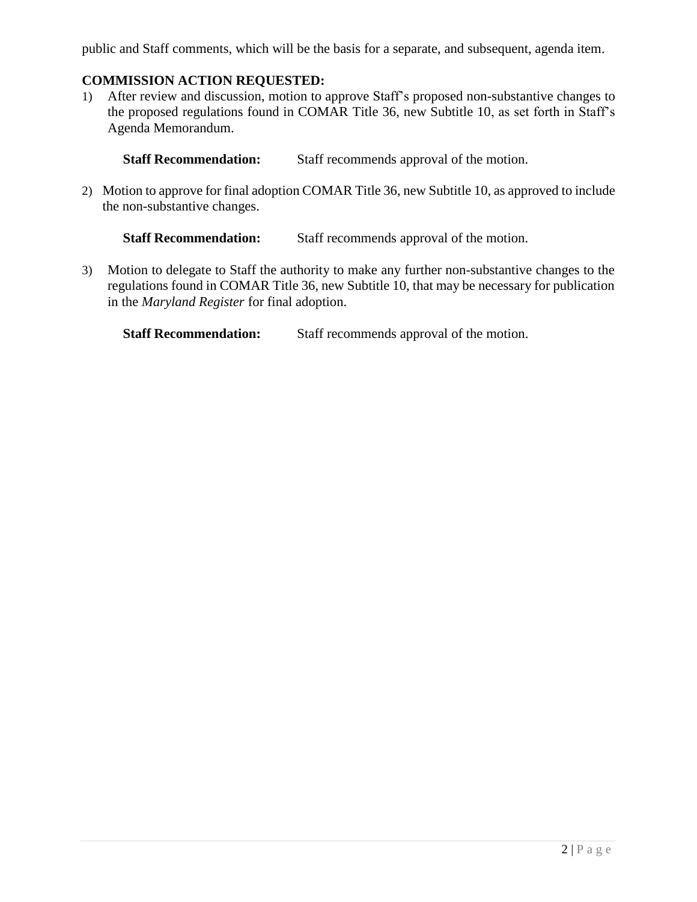public and Staff comments, which will be the basis for a separate, and subsequent, agenda item.

**COMMISSION ACTION REQUESTED:**

1) After review and discussion, motion to approve Staff's proposed non-substantive changes to the proposed regulations found in COMAR Title 36, new Subtitle 10, as set forth in Staff's Agenda Memorandum.

   **Staff Recommendation:** Staff recommends approval of the motion.

2) Motion to approve for final adoption COMAR Title 36, new Subtitle 10, as approved to include the non-substantive changes.

   **Staff Recommendation:** Staff recommends approval of the motion.

3) Motion to delegate to Staff the authority to make any further non-substantive changes to the regulations found in COMAR Title 36, new Subtitle 10, that may be necessary for publication in the *Maryland Register* for final adoption.

   **Staff Recommendation:** Staff recommends approval of the motion.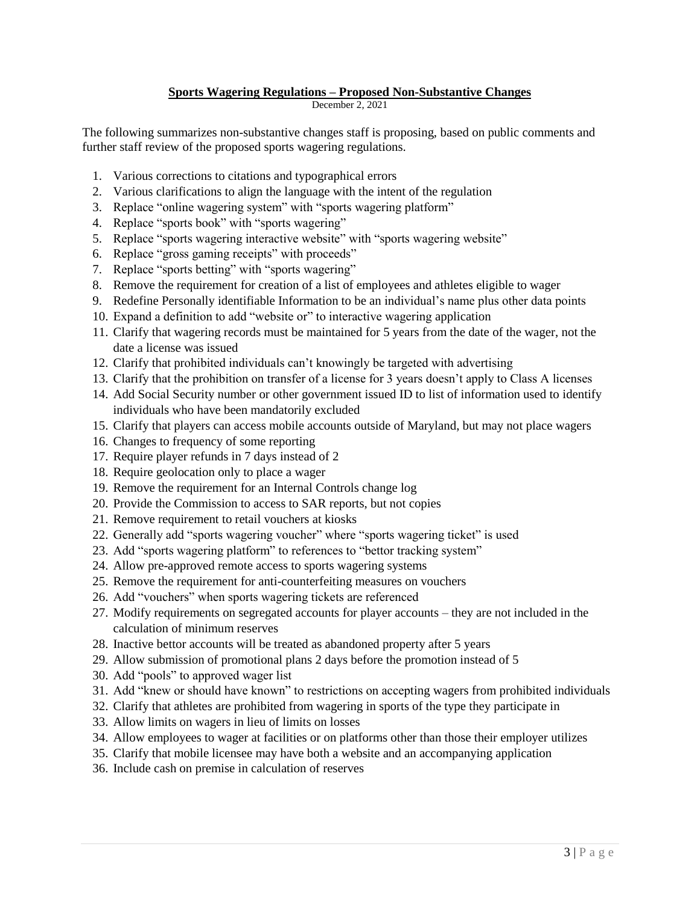**Sports Wagering Regulations – Proposed Non-Substantive Changes**

December 2, 2021

The following summarizes non-substantive changes staff is proposing, based on public comments and further staff review of the proposed sports wagering regulations.

1. Various corrections to citations and typographical errors
2. Various clarifications to align the language with the intent of the regulation
3. Replace "online wagering system" with "sports wagering platform"
4. Replace "sports book" with "sports wagering"
5. Replace "sports wagering interactive website" with "sports wagering website"
6. Replace "gross gaming receipts" with proceeds"
7. Replace "sports betting" with "sports wagering"
8. Remove the requirement for creation of a list of employees and athletes eligible to wager
9. Redefine Personally identifiable Information to be an individual's name plus other data points
10. Expand a definition to add "website or" to interactive wagering application
11. Clarify that wagering records must be maintained for 5 years from the date of the wager, not the date a license was issued
12. Clarify that prohibited individuals can't knowingly be targeted with advertising
13. Clarify that the prohibition on transfer of a license for 3 years doesn't apply to Class A licenses
14. Add Social Security number or other government issued ID to list of information used to identify individuals who have been mandatorily excluded
15. Clarify that players can access mobile accounts outside of Maryland, but may not place wagers
16. Changes to frequency of some reporting
17. Require player refunds in 7 days instead of 2
18. Require geolocation only to place a wager
19. Remove the requirement for an Internal Controls change log
20. Provide the Commission to access to SAR reports, but not copies
21. Remove requirement to retail vouchers at kiosks
22. Generally add "sports wagering voucher" where "sports wagering ticket" is used
23. Add "sports wagering platform" to references to "bettor tracking system"
24. Allow pre-approved remote access to sports wagering systems
25. Remove the requirement for anti-counterfeiting measures on vouchers
26. Add "vouchers" when sports wagering tickets are referenced
27. Modify requirements on segregated accounts for player accounts – they are not included in the calculation of minimum reserves
28. Inactive bettor accounts will be treated as abandoned property after 5 years
29. Allow submission of promotional plans 2 days before the promotion instead of 5
30. Add "pools" to approved wager list
31. Add "knew or should have known" to restrictions on accepting wagers from prohibited individuals
32. Clarify that athletes are prohibited from wagering in sports of the type they participate in
33. Allow limits on wagers in lieu of limits on losses
34. Allow employees to wager at facilities or on platforms other than those their employer utilizes
35. Clarify that mobile licensee may have both a website and an accompanying application
36. Include cash on premise in calculation of reserves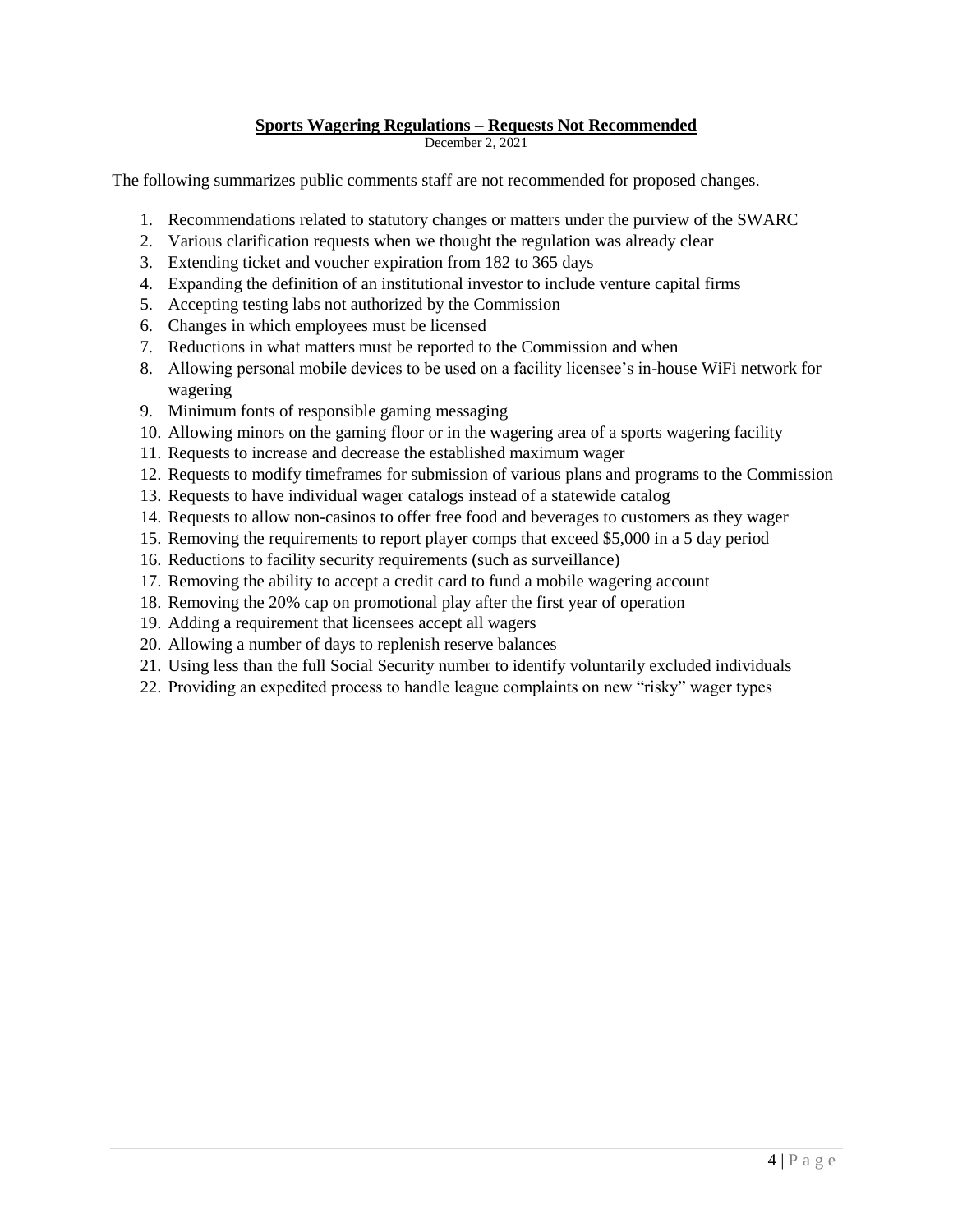## **Sports Wagering Regulations – Requests Not Recommended**

December 2, 2021

The following summarizes public comments staff are not recommended for proposed changes.

1. Recommendations related to statutory changes or matters under the purview of the SWARC
2. Various clarification requests when we thought the regulation was already clear
3. Extending ticket and voucher expiration from 182 to 365 days
4. Expanding the definition of an institutional investor to include venture capital firms
5. Accepting testing labs not authorized by the Commission
6. Changes in which employees must be licensed
7. Reductions in what matters must be reported to the Commission and when
8. Allowing personal mobile devices to be used on a facility licensee's in-house WiFi network for wagering
9. Minimum fonts of responsible gaming messaging
10. Allowing minors on the gaming floor or in the wagering area of a sports wagering facility
11. Requests to increase and decrease the established maximum wager
12. Requests to modify timeframes for submission of various plans and programs to the Commission
13. Requests to have individual wager catalogs instead of a statewide catalog
14. Requests to allow non-casinos to offer free food and beverages to customers as they wager
15. Removing the requirements to report player comps that exceed $5,000 in a 5 day period
16. Reductions to facility security requirements (such as surveillance)
17. Removing the ability to accept a credit card to fund a mobile wagering account
18. Removing the 20% cap on promotional play after the first year of operation
19. Adding a requirement that licensees accept all wagers
20. Allowing a number of days to replenish reserve balances
21. Using less than the full Social Security number to identify voluntarily excluded individuals
22. Providing an expedited process to handle league complaints on new "risky" wager types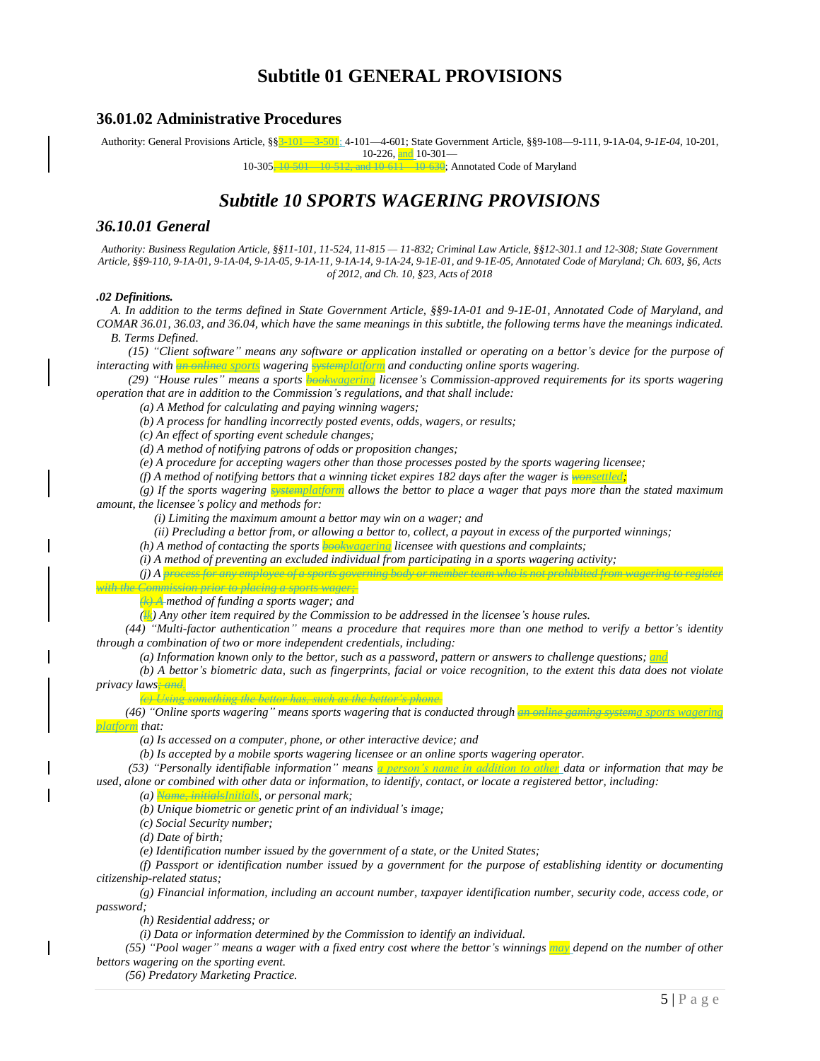# Subtitle 01 GENERAL PROVISIONS

## 36.01.02 Administrative Procedures

Authority: General Provisions Article, §§3-101—3-501; 4-101—4-601; State Government Article, §§9-108—9-111, 9-1A-04, *9-1E-04*, 10-201, 10-226, and 10-301—10-305, 10-501—10-512, and 10-611—10-630; Annotated Code of Maryland

# *Subtitle 10 SPORTS WAGERING PROVISIONS*

## *36.10.01 General*

*Authority: Business Regulation Article, §§11-101, 11-524, 11-815 — 11-832; Criminal Law Article, §§12-301.1 and 12-308; State Government Article, §§9-110, 9-1A-01, 9-1A-04, 9-1A-05, 9-1A-11, 9-1A-14, 9-1A-24, 9-1E-01, and 9-1E-05, Annotated Code of Maryland; Ch. 603, §6, Acts of 2012, and Ch. 10, §23, Acts of 2018*

***.02 Definitions.***

*A. In addition to the terms defined in State Government Article, §§9-1A-01 and 9-1E-01, Annotated Code of Maryland, and COMAR 36.01, 36.03, and 36.04, which have the same meanings in this subtitle, the following terms have the meanings indicated.*

*B. Terms Defined.*

*(15) "Client software" means any software or application installed or operating on a bettor's device for the purpose of interacting with ~~an online~~a sports wagering ~~system~~platform and conducting online sports wagering.*

*(29) "House rules" means a sports ~~book~~wagering licensee's Commission-approved requirements for its sports wagering operation that are in addition to the Commission's regulations, and that shall include:*

*(a) A Method for calculating and paying winning wagers;*

*(b) A process for handling incorrectly posted events, odds, wagers, or results;*

*(c) An effect of sporting event schedule changes;*

*(d) A method of notifying patrons of odds or proposition changes;*

*(e) A procedure for accepting wagers other than those processes posted by the sports wagering licensee;*

*(f) A method of notifying bettors that a winning ticket expires 182 days after the wager is ~~won~~settled;*

*(g) If the sports wagering ~~system~~platform allows the bettor to place a wager that pays more than the stated maximum amount, the licensee's policy and methods for:*

*(i) Limiting the maximum amount a bettor may win on a wager; and*

*(ii) Precluding a bettor from, or allowing a bettor to, collect, a payout in excess of the purported winnings;*

*(h) A method of contacting the sports ~~book~~wagering licensee with questions and complaints;*

*(i) A method of preventing an excluded individual from participating in a sports wagering activity;*

*(j) A ~~process for any employee of a sports governing body or member team who is not prohibited from wagering to register with the Commission prior to placing a sports wager;~~*

*~~(k) A~~ method of funding a sports wager; and*

*(~~l~~k) Any other item required by the Commission to be addressed in the licensee's house rules.*

*(44) "Multi-factor authentication" means a procedure that requires more than one method to verify a bettor's identity through a combination of two or more independent credentials, including:*

*(a) Information known only to the bettor, such as a password, pattern or answers to challenge questions; and*

*(b) A bettor's biometric data, such as fingerprints, facial or voice recognition, to the extent this data does not violate privacy laws~~; and~~.*

*~~(c) Using something the bettor has, such as the bettor's phone.~~*

*(46) "Online sports wagering" means sports wagering that is conducted through ~~an online gaming system~~a sports wagering platform that:*

*(a) Is accessed on a computer, phone, or other interactive device; and*

*(b) Is accepted by a mobile sports wagering licensee or an online sports wagering operator.*

*(53) "Personally identifiable information" means a person's name in addition to other data or information that may be used, alone or combined with other data or information, to identify, contact, or locate a registered bettor, including:*

*(a) ~~Name, initials~~Initials, or personal mark;*

*(b) Unique biometric or genetic print of an individual's image;*

*(c) Social Security number;*

*(d) Date of birth;*

*(e) Identification number issued by the government of a state, or the United States;*

*(f) Passport or identification number issued by a government for the purpose of establishing identity or documenting citizenship-related status;*

*(g) Financial information, including an account number, taxpayer identification number, security code, access code, or password;*

*(h) Residential address; or*

*(i) Data or information determined by the Commission to identify an individual.*

*(55) "Pool wager" means a wager with a fixed entry cost where the bettor's winnings may depend on the number of other bettors wagering on the sporting event.*

*(56) Predatory Marketing Practice.*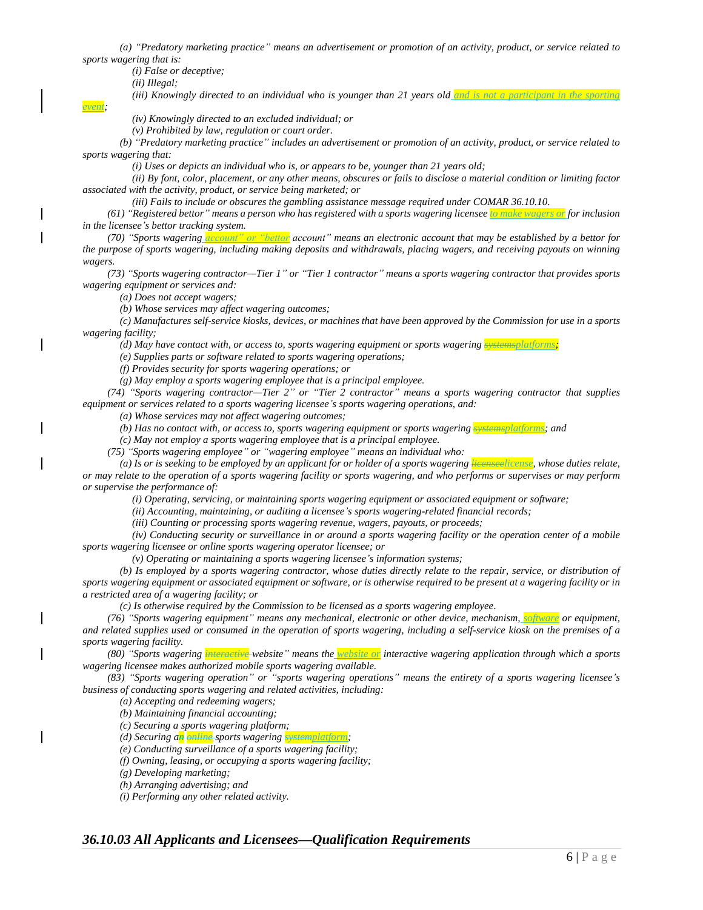*(a) "Predatory marketing practice" means an advertisement or promotion of an activity, product, or service related to sports wagering that is:*

*(i) False or deceptive;*

*(ii) Illegal;*

*(iii) Knowingly directed to an individual who is younger than 21 years old and is not a participant in the sporting event;*

*(iv) Knowingly directed to an excluded individual; or*

*(v) Prohibited by law, regulation or court order.*

*(b) "Predatory marketing practice" includes an advertisement or promotion of an activity, product, or service related to sports wagering that:*

*(i) Uses or depicts an individual who is, or appears to be, younger than 21 years old;*

*(ii) By font, color, placement, or any other means, obscures or fails to disclose a material condition or limiting factor associated with the activity, product, or service being marketed; or*

*(iii) Fails to include or obscures the gambling assistance message required under COMAR 36.10.10.*

*(61) "Registered bettor" means a person who has registered with a sports wagering licensee to make wagers or for inclusion in the licensee's bettor tracking system.*

*(70) "Sports wagering account" or "bettor account" means an electronic account that may be established by a bettor for the purpose of sports wagering, including making deposits and withdrawals, placing wagers, and receiving payouts on winning wagers.*

*(73) "Sports wagering contractor—Tier 1" or "Tier 1 contractor" means a sports wagering contractor that provides sports wagering equipment or services and:*

*(a) Does not accept wagers;*

*(b) Whose services may affect wagering outcomes;*

*(c) Manufactures self-service kiosks, devices, or machines that have been approved by the Commission for use in a sports wagering facility;*

*(d) May have contact with, or access to, sports wagering equipment or sports wagering ~~systems~~platforms;*

*(e) Supplies parts or software related to sports wagering operations;*

*(f) Provides security for sports wagering operations; or*

*(g) May employ a sports wagering employee that is a principal employee.*

*(74) "Sports wagering contractor—Tier 2" or "Tier 2 contractor" means a sports wagering contractor that supplies equipment or services related to a sports wagering licensee's sports wagering operations, and:*

*(a) Whose services may not affect wagering outcomes;*

*(b) Has no contact with, or access to, sports wagering equipment or sports wagering ~~systems~~platforms; and*

*(c) May not employ a sports wagering employee that is a principal employee.*

*(75) "Sports wagering employee" or "wagering employee" means an individual who:*

*(a) Is or is seeking to be employed by an applicant for or holder of a sports wagering ~~licensee~~license, whose duties relate, or may relate to the operation of a sports wagering facility or sports wagering, and who performs or supervises or may perform or supervise the performance of:*

*(i) Operating, servicing, or maintaining sports wagering equipment or associated equipment or software;*

*(ii) Accounting, maintaining, or auditing a licensee's sports wagering-related financial records;*

*(iii) Counting or processing sports wagering revenue, wagers, payouts, or proceeds;*

*(iv) Conducting security or surveillance in or around a sports wagering facility or the operation center of a mobile sports wagering licensee or online sports wagering operator licensee; or*

*(v) Operating or maintaining a sports wagering licensee's information systems;*

*(b) Is employed by a sports wagering contractor, whose duties directly relate to the repair, service, or distribution of sports wagering equipment or associated equipment or software, or is otherwise required to be present at a wagering facility or in a restricted area of a wagering facility; or*

*(c) Is otherwise required by the Commission to be licensed as a sports wagering employee.*

*(76) "Sports wagering equipment" means any mechanical, electronic or other device, mechanism, software or equipment, and related supplies used or consumed in the operation of sports wagering, including a self-service kiosk on the premises of a sports wagering facility.*

*(80) "Sports wagering ~~interactive~~ website" means the website or interactive wagering application through which a sports wagering licensee makes authorized mobile sports wagering available.*

*(83) "Sports wagering operation" or "sports wagering operations" means the entirety of a sports wagering licensee's business of conducting sports wagering and related activities, including:*

*(a) Accepting and redeeming wagers;*

*(b) Maintaining financial accounting;*

*(c) Securing a sports wagering platform;*

*(d) Securing a~~n~~ ~~online~~ sports wagering ~~system~~platform;*

*(e) Conducting surveillance of a sports wagering facility;*

*(f) Owning, leasing, or occupying a sports wagering facility;*

*(g) Developing marketing;*

*(h) Arranging advertising; and*

*(i) Performing any other related activity.*

## *36.10.03 All Applicants and Licensees—Qualification Requirements*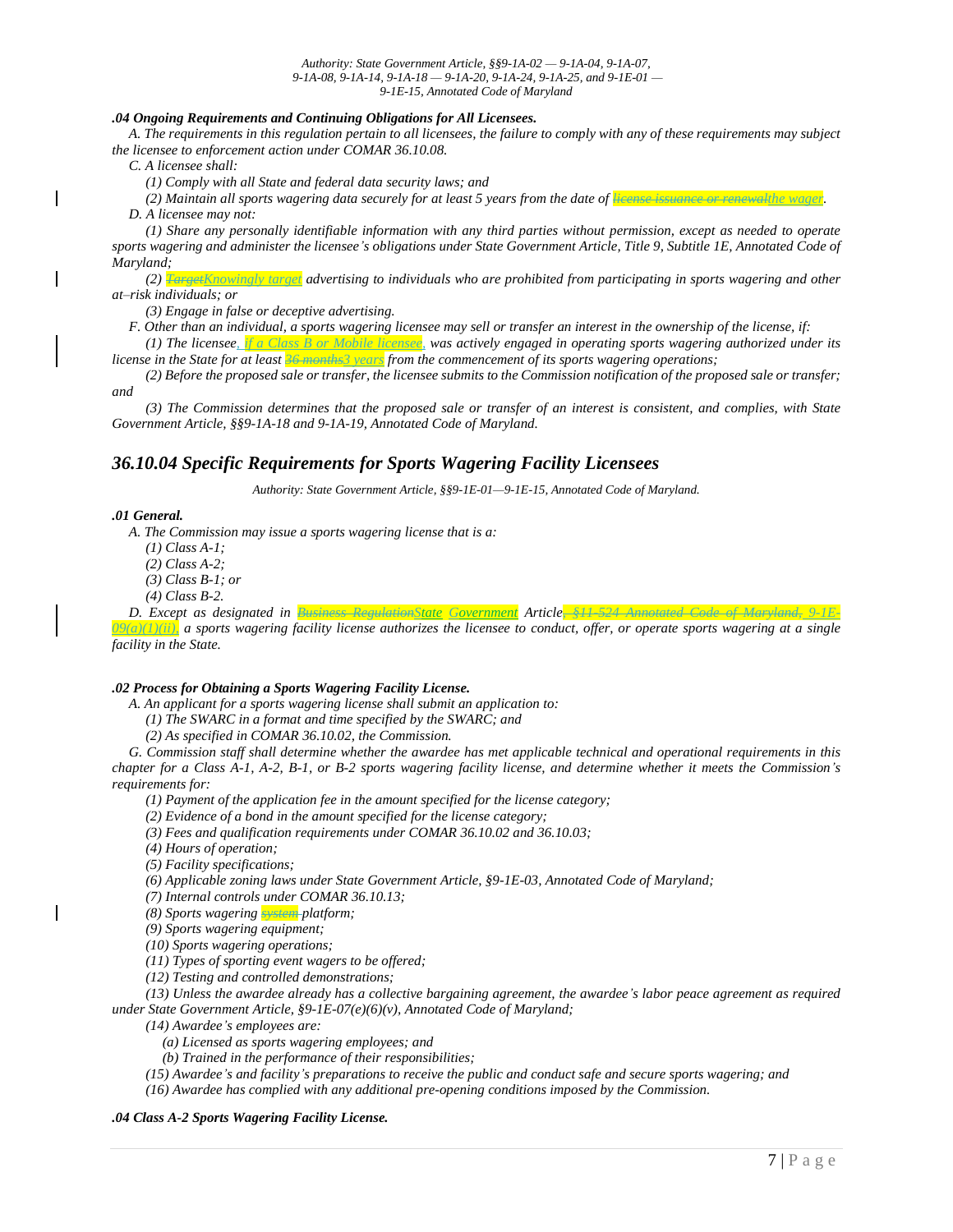*Authority: State Government Article, §§9-1A-02 — 9-1A-04, 9-1A-07, 9-1A-08, 9-1A-14, 9-1A-18 — 9-1A-20, 9-1A-24, 9-1A-25, and 9-1E-01 — 9-1E-15, Annotated Code of Maryland*

***.04 Ongoing Requirements and Continuing Obligations for All Licensees.***

*A. The requirements in this regulation pertain to all licensees, the failure to comply with any of these requirements may subject the licensee to enforcement action under COMAR 36.10.08.*

*C. A licensee shall:*

*(1) Comply with all State and federal data security laws; and*

*(2) Maintain all sports wagering data securely for at least 5 years from the date of ~~license issuance or renewal~~the wager.*

*D. A licensee may not:*

*(1) Share any personally identifiable information with any third parties without permission, except as needed to operate sports wagering and administer the licensee's obligations under State Government Article, Title 9, Subtitle 1E, Annotated Code of Maryland;*

*(2) ~~Target~~Knowingly target advertising to individuals who are prohibited from participating in sports wagering and other at-risk individuals; or*

*(3) Engage in false or deceptive advertising.*

*F. Other than an individual, a sports wagering licensee may sell or transfer an interest in the ownership of the license, if:*

*(1) The licensee, if a Class B or Mobile licensee, was actively engaged in operating sports wagering authorized under its license in the State for at least ~~36 months~~3 years from the commencement of its sports wagering operations;*

*(2) Before the proposed sale or transfer, the licensee submits to the Commission notification of the proposed sale or transfer; and*

*(3) The Commission determines that the proposed sale or transfer of an interest is consistent, and complies, with State Government Article, §§9-1A-18 and 9-1A-19, Annotated Code of Maryland.*

## *36.10.04 Specific Requirements for Sports Wagering Facility Licensees*

*Authority: State Government Article, §§9-1E-01—9-1E-15, Annotated Code of Maryland.*

***.01 General.***

*A. The Commission may issue a sports wagering license that is a:*

*(1) Class A-1;*

*(2) Class A-2;*

*(3) Class B-1; or*

*(4) Class B-2.*

*D. Except as designated in ~~Business Regulation~~State Government Article~~, §11-524 Annotated Code of Maryland,~~ 9-1E-09(a)(1)(ii), a sports wagering facility license authorizes the licensee to conduct, offer, or operate sports wagering at a single facility in the State.*

***.02 Process for Obtaining a Sports Wagering Facility License.***

*A. An applicant for a sports wagering license shall submit an application to:*

*(1) The SWARC in a format and time specified by the SWARC; and*

*(2) As specified in COMAR 36.10.02, the Commission.*

*G. Commission staff shall determine whether the awardee has met applicable technical and operational requirements in this chapter for a Class A-1, A-2, B-1, or B-2 sports wagering facility license, and determine whether it meets the Commission's requirements for:*

*(1) Payment of the application fee in the amount specified for the license category;*

*(2) Evidence of a bond in the amount specified for the license category;*

*(3) Fees and qualification requirements under COMAR 36.10.02 and 36.10.03;*

*(4) Hours of operation;*

*(5) Facility specifications;*

*(6) Applicable zoning laws under State Government Article, §9-1E-03, Annotated Code of Maryland;*

*(7) Internal controls under COMAR 36.10.13;*

*(8) Sports wagering ~~system~~ platform;*

*(9) Sports wagering equipment;*

*(10) Sports wagering operations;*

*(11) Types of sporting event wagers to be offered;*

*(12) Testing and controlled demonstrations;*

*(13) Unless the awardee already has a collective bargaining agreement, the awardee's labor peace agreement as required under State Government Article, §9-1E-07(e)(6)(v), Annotated Code of Maryland;*

*(14) Awardee's employees are:*

*(a) Licensed as sports wagering employees; and*

*(b) Trained in the performance of their responsibilities;*

*(15) Awardee's and facility's preparations to receive the public and conduct safe and secure sports wagering; and*

*(16) Awardee has complied with any additional pre-opening conditions imposed by the Commission.*

***.04 Class A-2 Sports Wagering Facility License.***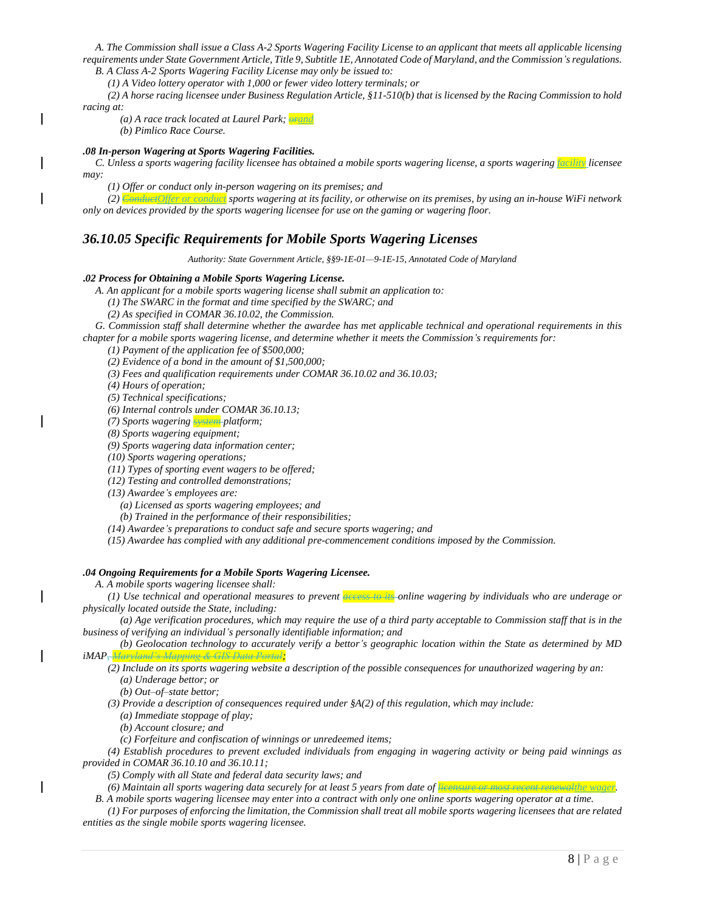*A. The Commission shall issue a Class A-2 Sports Wagering Facility License to an applicant that meets all applicable licensing requirements under State Government Article, Title 9, Subtitle 1E, Annotated Code of Maryland, and the Commission's regulations.*

*B. A Class A-2 Sports Wagering Facility License may only be issued to:*

*(1) A Video lottery operator with 1,000 or fewer video lottery terminals; or*

*(2) A horse racing licensee under Business Regulation Article, §11-510(b) that is licensed by the Racing Commission to hold racing at:*

*(a) A race track located at Laurel Park; ~~or~~and*

*(b) Pimlico Race Course.*

***.08 In-person Wagering at Sports Wagering Facilities.***

*C. Unless a sports wagering facility licensee has obtained a mobile sports wagering license, a sports wagering facility licensee may:*

*(1) Offer or conduct only in-person wagering on its premises; and*

*(2) ~~Conduct~~Offer or conduct sports wagering at its facility, or otherwise on its premises, by using an in-house WiFi network only on devices provided by the sports wagering licensee for use on the gaming or wagering floor.*

## *36.10.05 Specific Requirements for Mobile Sports Wagering Licenses*

*Authority: State Government Article, §§9-1E-01—9-1E-15, Annotated Code of Maryland*

***.02 Process for Obtaining a Mobile Sports Wagering License.***

*A. An applicant for a mobile sports wagering license shall submit an application to:*

*(1) The SWARC in the format and time specified by the SWARC; and*

*(2) As specified in COMAR 36.10.02, the Commission.*

*G. Commission staff shall determine whether the awardee has met applicable technical and operational requirements in this chapter for a mobile sports wagering license, and determine whether it meets the Commission's requirements for:*

*(1) Payment of the application fee of $500,000;*

*(2) Evidence of a bond in the amount of $1,500,000;*

*(3) Fees and qualification requirements under COMAR 36.10.02 and 36.10.03;*

*(4) Hours of operation;*

*(5) Technical specifications;*

*(6) Internal controls under COMAR 36.10.13;*

*(7) Sports wagering ~~system~~ platform;*

*(8) Sports wagering equipment;*

*(9) Sports wagering data information center;*

*(10) Sports wagering operations;*

*(11) Types of sporting event wagers to be offered;*

*(12) Testing and controlled demonstrations;*

*(13) Awardee's employees are:*

*(a) Licensed as sports wagering employees; and*

*(b) Trained in the performance of their responsibilities;*

*(14) Awardee's preparations to conduct safe and secure sports wagering; and*

*(15) Awardee has complied with any additional pre-commencement conditions imposed by the Commission.*

***.04 Ongoing Requirements for a Mobile Sports Wagering Licensee.***

*A. A mobile sports wagering licensee shall:*

*(1) Use technical and operational measures to prevent ~~access to its~~ online wagering by individuals who are underage or physically located outside the State, including:*

*(a) Age verification procedures, which may require the use of a third party acceptable to Commission staff that is in the business of verifying an individual's personally identifiable information; and*

*(b) Geolocation technology to accurately verify a bettor's geographic location within the State as determined by MD iMAP~~, Maryland's Mapping & GIS Data Portal~~;*

*(2) Include on its sports wagering website a description of the possible consequences for unauthorized wagering by an:*

*(a) Underage bettor; or*

*(b) Out–of–state bettor;*

*(3) Provide a description of consequences required under §A(2) of this regulation, which may include:*

*(a) Immediate stoppage of play;*

*(b) Account closure; and*

*(c) Forfeiture and confiscation of winnings or unredeemed items;*

*(4) Establish procedures to prevent excluded individuals from engaging in wagering activity or being paid winnings as provided in COMAR 36.10.10 and 36.10.11;*

*(5) Comply with all State and federal data security laws; and*

*(6) Maintain all sports wagering data securely for at least 5 years from date of ~~licensure or most recent renewal~~the wager.*

*B. A mobile sports wagering licensee may enter into a contract with only one online sports wagering operator at a time.*

*(1) For purposes of enforcing the limitation, the Commission shall treat all mobile sports wagering licensees that are related entities as the single mobile sports wagering licensee.*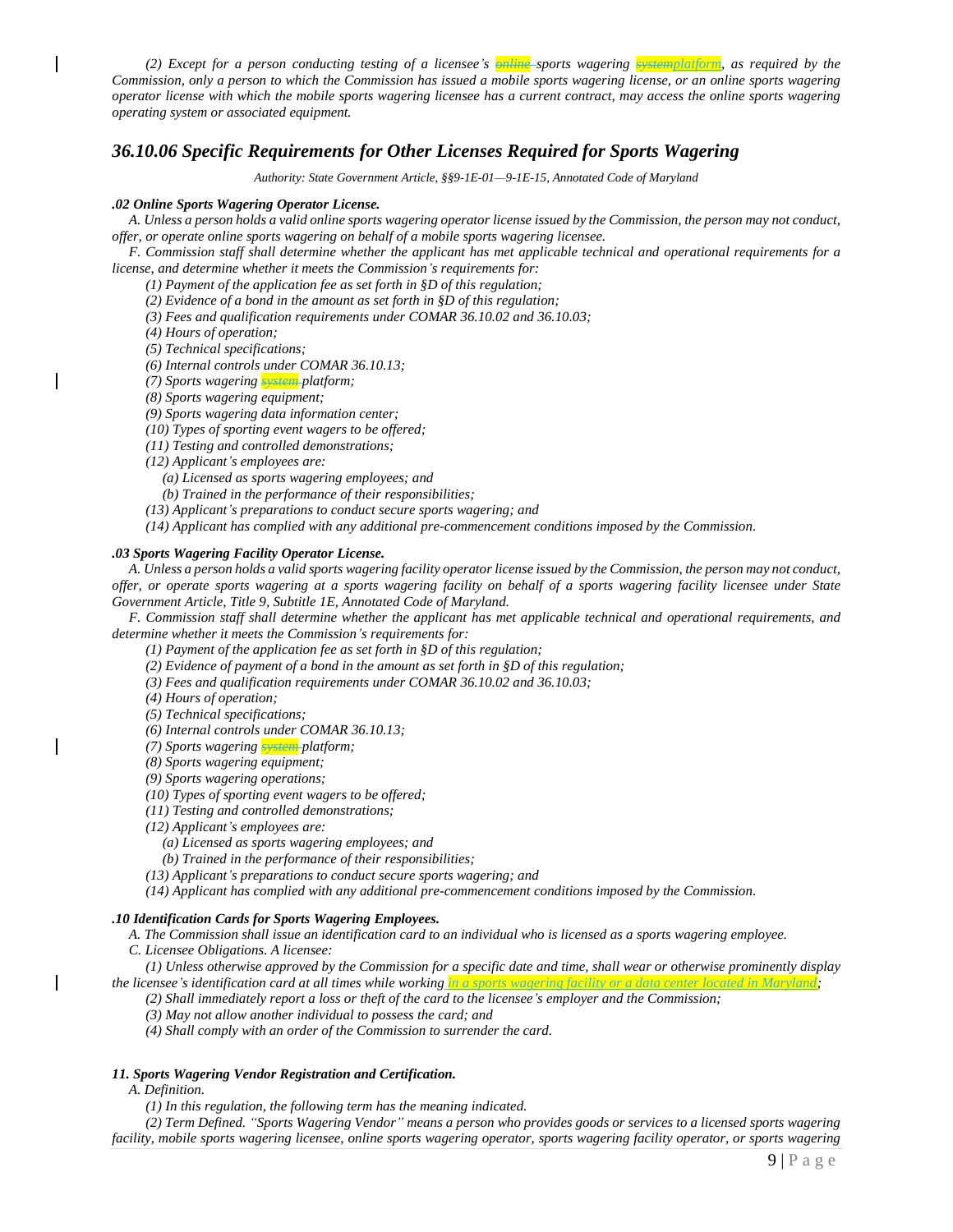*(2) Except for a person conducting testing of a licensee's ~~online~~ sports wagering ~~system~~platform, as required by the Commission, only a person to which the Commission has issued a mobile sports wagering license, or an online sports wagering operator license with which the mobile sports wagering licensee has a current contract, may access the online sports wagering operating system or associated equipment.*

## *36.10.06 Specific Requirements for Other Licenses Required for Sports Wagering*

*Authority: State Government Article, §§9-1E-01—9-1E-15, Annotated Code of Maryland*

***.02 Online Sports Wagering Operator License.***

*A. Unless a person holds a valid online sports wagering operator license issued by the Commission, the person may not conduct, offer, or operate online sports wagering on behalf of a mobile sports wagering licensee.*

*F. Commission staff shall determine whether the applicant has met applicable technical and operational requirements for a license, and determine whether it meets the Commission's requirements for:*

*(1) Payment of the application fee as set forth in §D of this regulation;*

*(2) Evidence of a bond in the amount as set forth in §D of this regulation;*

*(3) Fees and qualification requirements under COMAR 36.10.02 and 36.10.03;*

*(4) Hours of operation;*

*(5) Technical specifications;*

*(6) Internal controls under COMAR 36.10.13;*

*(7) Sports wagering ~~system~~ platform;*

*(8) Sports wagering equipment;*

*(9) Sports wagering data information center;*

*(10) Types of sporting event wagers to be offered;*

*(11) Testing and controlled demonstrations;*

*(12) Applicant's employees are:*

*(a) Licensed as sports wagering employees; and*

*(b) Trained in the performance of their responsibilities;*

*(13) Applicant's preparations to conduct secure sports wagering; and*

*(14) Applicant has complied with any additional pre-commencement conditions imposed by the Commission.*

***.03 Sports Wagering Facility Operator License.***

*A. Unless a person holds a valid sports wagering facility operator license issued by the Commission, the person may not conduct, offer, or operate sports wagering at a sports wagering facility on behalf of a sports wagering facility licensee under State Government Article, Title 9, Subtitle 1E, Annotated Code of Maryland.*

*F. Commission staff shall determine whether the applicant has met applicable technical and operational requirements, and determine whether it meets the Commission's requirements for:*

*(1) Payment of the application fee as set forth in §D of this regulation;*

*(2) Evidence of payment of a bond in the amount as set forth in §D of this regulation;*

*(3) Fees and qualification requirements under COMAR 36.10.02 and 36.10.03;*

*(4) Hours of operation;*

*(5) Technical specifications;*

*(6) Internal controls under COMAR 36.10.13;*

*(7) Sports wagering ~~system~~ platform;*

*(8) Sports wagering equipment;*

*(9) Sports wagering operations;*

*(10) Types of sporting event wagers to be offered;*

*(11) Testing and controlled demonstrations;*

*(12) Applicant's employees are:*

*(a) Licensed as sports wagering employees; and*

*(b) Trained in the performance of their responsibilities;*

*(13) Applicant's preparations to conduct secure sports wagering; and*

*(14) Applicant has complied with any additional pre-commencement conditions imposed by the Commission.*

***.10 Identification Cards for Sports Wagering Employees.***

*A. The Commission shall issue an identification card to an individual who is licensed as a sports wagering employee.*

*C. Licensee Obligations. A licensee:*

*(1) Unless otherwise approved by the Commission for a specific date and time, shall wear or otherwise prominently display the licensee's identification card at all times while working in a sports wagering facility or a data center located in Maryland;*

*(2) Shall immediately report a loss or theft of the card to the licensee's employer and the Commission;*

*(3) May not allow another individual to possess the card; and*

*(4) Shall comply with an order of the Commission to surrender the card.*

***11. Sports Wagering Vendor Registration and Certification.***

*A. Definition.*

*(1) In this regulation, the following term has the meaning indicated.*

*(2) Term Defined. "Sports Wagering Vendor" means a person who provides goods or services to a licensed sports wagering facility, mobile sports wagering licensee, online sports wagering operator, sports wagering facility operator, or sports wagering*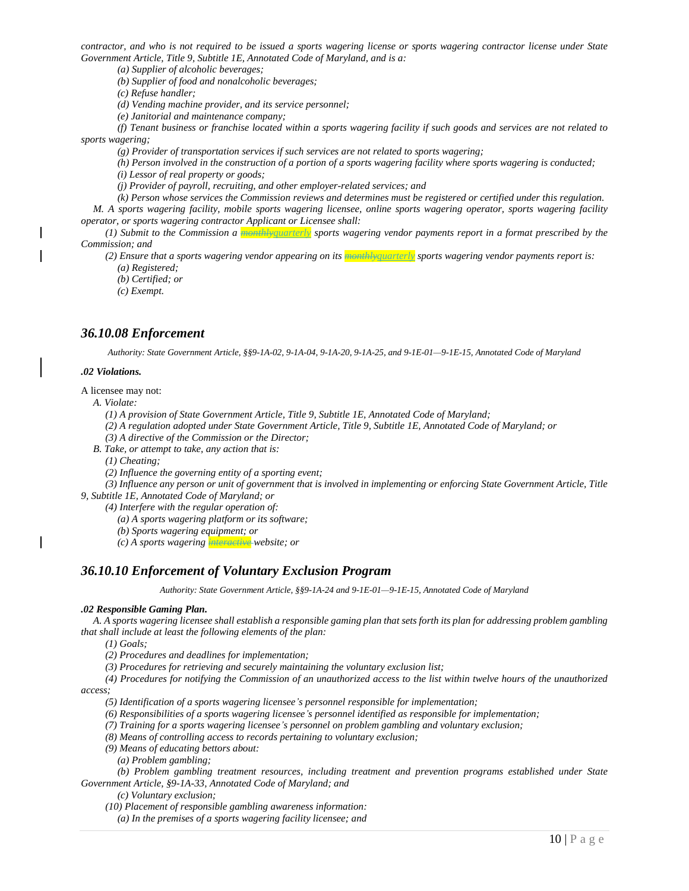*contractor, and who is not required to be issued a sports wagering license or sports wagering contractor license under State Government Article, Title 9, Subtitle 1E, Annotated Code of Maryland, and is a:*

*(a) Supplier of alcoholic beverages;*

*(b) Supplier of food and nonalcoholic beverages;*

*(c) Refuse handler;*

*(d) Vending machine provider, and its service personnel;*

*(e) Janitorial and maintenance company;*

*(f) Tenant business or franchise located within a sports wagering facility if such goods and services are not related to sports wagering;*

*(g) Provider of transportation services if such services are not related to sports wagering;*

*(h) Person involved in the construction of a portion of a sports wagering facility where sports wagering is conducted;*

*(i) Lessor of real property or goods;*

*(j) Provider of payroll, recruiting, and other employer-related services; and*

*(k) Person whose services the Commission reviews and determines must be registered or certified under this regulation.*

*M. A sports wagering facility, mobile sports wagering licensee, online sports wagering operator, sports wagering facility operator, or sports wagering contractor Applicant or Licensee shall:*

*(1) Submit to the Commission a ~~monthly~~quarterly sports wagering vendor payments report in a format prescribed by the Commission; and*

*(2) Ensure that a sports wagering vendor appearing on its ~~monthly~~quarterly sports wagering vendor payments report is:*

*(a) Registered;*

*(b) Certified; or*

*(c) Exempt.*

## *36.10.08 Enforcement*

*Authority: State Government Article, §§9-1A-02, 9-1A-04, 9-1A-20, 9-1A-25, and 9-1E-01—9-1E-15, Annotated Code of Maryland*

***.02 Violations.***

A licensee may not:

*A. Violate:*

*(1) A provision of State Government Article, Title 9, Subtitle 1E, Annotated Code of Maryland;*

*(2) A regulation adopted under State Government Article, Title 9, Subtitle 1E, Annotated Code of Maryland; or*

*(3) A directive of the Commission or the Director;*

*B. Take, or attempt to take, any action that is:*

*(1) Cheating;*

*(2) Influence the governing entity of a sporting event;*

*(3) Influence any person or unit of government that is involved in implementing or enforcing State Government Article, Title 9, Subtitle 1E, Annotated Code of Maryland; or*

*(4) Interfere with the regular operation of:*

*(a) A sports wagering platform or its software;*

*(b) Sports wagering equipment; or*

*(c) A sports wagering ~~interactive~~ website; or*

## *36.10.10 Enforcement of Voluntary Exclusion Program*

*Authority: State Government Article, §§9-1A-24 and 9-1E-01—9-1E-15, Annotated Code of Maryland*

***.02 Responsible Gaming Plan.***

*A. A sports wagering licensee shall establish a responsible gaming plan that sets forth its plan for addressing problem gambling that shall include at least the following elements of the plan:*

*(1) Goals;*

*(2) Procedures and deadlines for implementation;*

*(3) Procedures for retrieving and securely maintaining the voluntary exclusion list;*

*(4) Procedures for notifying the Commission of an unauthorized access to the list within twelve hours of the unauthorized access;*

*(5) Identification of a sports wagering licensee's personnel responsible for implementation;*

*(6) Responsibilities of a sports wagering licensee's personnel identified as responsible for implementation;*

*(7) Training for a sports wagering licensee's personnel on problem gambling and voluntary exclusion;*

*(8) Means of controlling access to records pertaining to voluntary exclusion;*

*(9) Means of educating bettors about:*

*(a) Problem gambling;*

*(b) Problem gambling treatment resources, including treatment and prevention programs established under State Government Article, §9-1A-33, Annotated Code of Maryland; and*

*(c) Voluntary exclusion;*

*(10) Placement of responsible gambling awareness information:*

*(a) In the premises of a sports wagering facility licensee; and*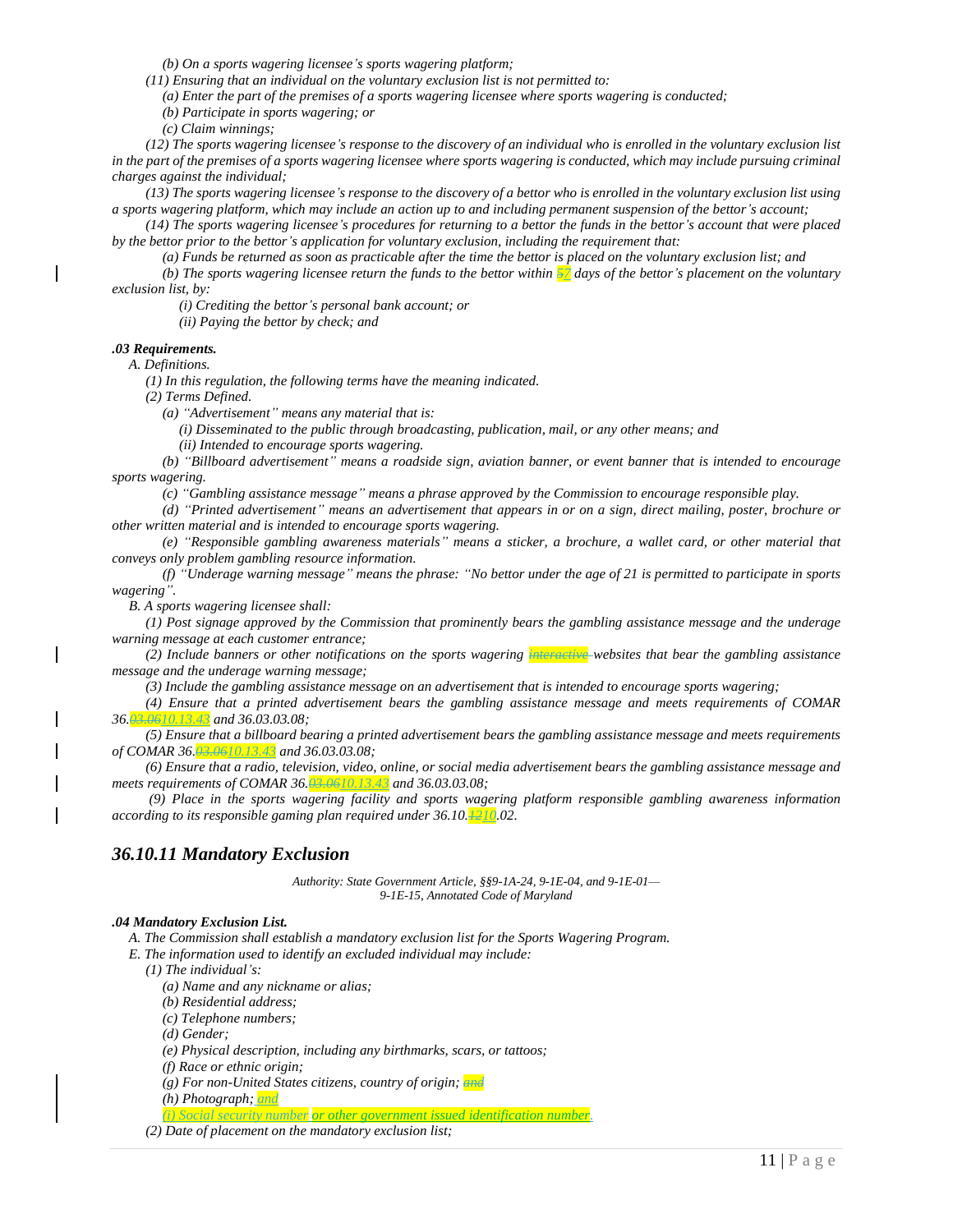(b) On a sports wagering licensee's sports wagering platform;

(11) Ensuring that an individual on the voluntary exclusion list is not permitted to:

(a) Enter the part of the premises of a sports wagering licensee where sports wagering is conducted;

(b) Participate in sports wagering; or

(c) Claim winnings;

(12) The sports wagering licensee's response to the discovery of an individual who is enrolled in the voluntary exclusion list in the part of the premises of a sports wagering licensee where sports wagering is conducted, which may include pursuing criminal charges against the individual;

(13) The sports wagering licensee's response to the discovery of a bettor who is enrolled in the voluntary exclusion list using a sports wagering platform, which may include an action up to and including permanent suspension of the bettor's account;

(14) The sports wagering licensee's procedures for returning to a bettor the funds in the bettor's account that were placed by the bettor prior to the bettor's application for voluntary exclusion, including the requirement that:

(a) Funds be returned as soon as practicable after the time the bettor is placed on the voluntary exclusion list; and

(b) The sports wagering licensee return the funds to the bettor within ~~5~~7 days of the bettor's placement on the voluntary exclusion list, by:

(i) Crediting the bettor's personal bank account; or

(ii) Paying the bettor by check; and

***.03 Requirements.***

A. Definitions.

(1) In this regulation, the following terms have the meaning indicated.

(2) Terms Defined.

(a) "Advertisement" means any material that is:

(i) Disseminated to the public through broadcasting, publication, mail, or any other means; and

(ii) Intended to encourage sports wagering.

(b) "Billboard advertisement" means a roadside sign, aviation banner, or event banner that is intended to encourage sports wagering.

(c) "Gambling assistance message" means a phrase approved by the Commission to encourage responsible play.

(d) "Printed advertisement" means an advertisement that appears in or on a sign, direct mailing, poster, brochure or other written material and is intended to encourage sports wagering.

(e) "Responsible gambling awareness materials" means a sticker, a brochure, a wallet card, or other material that conveys only problem gambling resource information.

(f) "Underage warning message" means the phrase: "No bettor under the age of 21 is permitted to participate in sports wagering".

B. A sports wagering licensee shall:

(1) Post signage approved by the Commission that prominently bears the gambling assistance message and the underage warning message at each customer entrance;

(2) Include banners or other notifications on the sports wagering ~~interactive~~ websites that bear the gambling assistance message and the underage warning message;

(3) Include the gambling assistance message on an advertisement that is intended to encourage sports wagering;

(4) Ensure that a printed advertisement bears the gambling assistance message and meets requirements of COMAR 36.~~03.06~~10.13.43 and 36.03.03.08;

(5) Ensure that a billboard bearing a printed advertisement bears the gambling assistance message and meets requirements of COMAR 36.~~03.06~~10.13.43 and 36.03.03.08;

(6) Ensure that a radio, television, video, online, or social media advertisement bears the gambling assistance message and meets requirements of COMAR 36.~~03.06~~10.13.43 and 36.03.03.08;

(9) Place in the sports wagering facility and sports wagering platform responsible gambling awareness information according to its responsible gaming plan required under 36.10.~~12~~10.02.

## *36.10.11 Mandatory Exclusion*

*Authority: State Government Article, §§9-1A-24, 9-1E-04, and 9-1E-01—9-1E-15, Annotated Code of Maryland*

***.04 Mandatory Exclusion List.***

A. The Commission shall establish a mandatory exclusion list for the Sports Wagering Program.

E. The information used to identify an excluded individual may include:

(1) The individual's:

(a) Name and any nickname or alias;

(b) Residential address;

(c) Telephone numbers;

(d) Gender;

(e) Physical description, including any birthmarks, scars, or tattoos;

(f) Race or ethnic origin;

(g) For non-United States citizens, country of origin; ~~and~~

(h) Photograph; and

(i) Social security number or other government issued identification number.

(2) Date of placement on the mandatory exclusion list;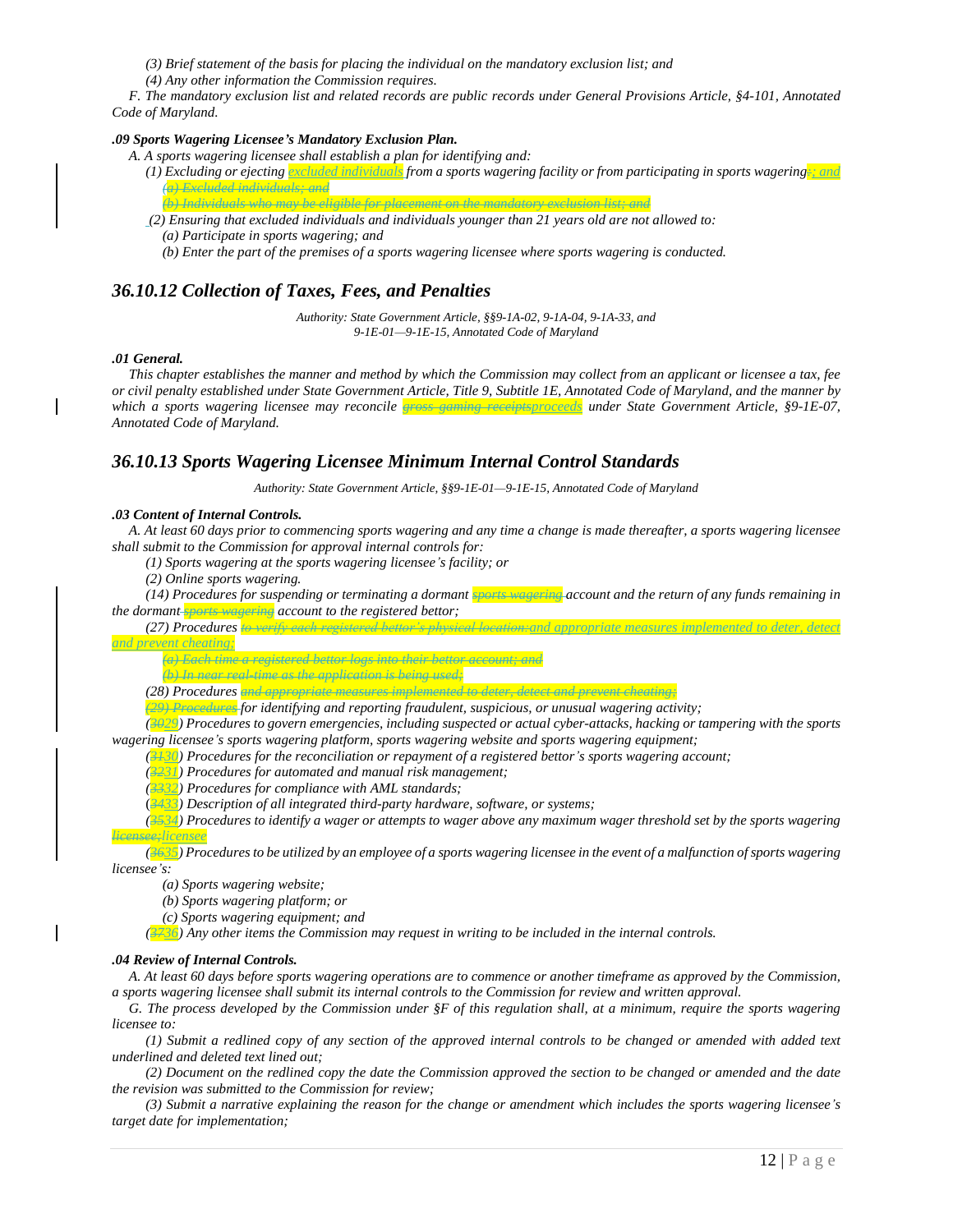(3) Brief statement of the basis for placing the individual on the mandatory exclusion list; and

(4) Any other information the Commission requires.

F. The mandatory exclusion list and related records are public records under General Provisions Article, §4-101, Annotated Code of Maryland.

***.09 Sports Wagering Licensee's Mandatory Exclusion Plan.***

A. A sports wagering licensee shall establish a plan for identifying and:

(1) Excluding or ejecting excluded individuals from a sports wagering facility or from participating in sports wagering~~:~~; and

~~(a) Excluded individuals; and~~

~~(b) Individuals who may be eligible for placement on the mandatory exclusion list; and~~

(2) Ensuring that excluded individuals and individuals younger than 21 years old are not allowed to:

(a) Participate in sports wagering; and

(b) Enter the part of the premises of a sports wagering licensee where sports wagering is conducted.

## *36.10.12 Collection of Taxes, Fees, and Penalties*

*Authority: State Government Article, §§9-1A-02, 9-1A-04, 9-1A-33, and 9-1E-01—9-1E-15, Annotated Code of Maryland*

***.01 General.***

This chapter establishes the manner and method by which the Commission may collect from an applicant or licensee a tax, fee or civil penalty established under State Government Article, Title 9, Subtitle 1E, Annotated Code of Maryland, and the manner by which a sports wagering licensee may reconcile ~~gross gaming receipts~~proceeds under State Government Article, §9-1E-07, Annotated Code of Maryland.

## *36.10.13 Sports Wagering Licensee Minimum Internal Control Standards*

*Authority: State Government Article, §§9-1E-01—9-1E-15, Annotated Code of Maryland*

***.03 Content of Internal Controls.***

A. At least 60 days prior to commencing sports wagering and any time a change is made thereafter, a sports wagering licensee shall submit to the Commission for approval internal controls for:

(1) Sports wagering at the sports wagering licensee's facility; or

(2) Online sports wagering.

(14) Procedures for suspending or terminating a dormant ~~sports wagering~~ account and the return of any funds remaining in the dormant ~~sports wagering~~ account to the registered bettor;

(27) Procedures ~~to verify each registered bettor's physical location:~~and appropriate measures implemented to deter, detect and prevent cheating;

~~(a) Each time a registered bettor logs into their bettor account; and~~

~~(b) In near real-time as the application is being used;~~

(28) Procedures ~~and appropriate measures implemented to deter, detect and prevent cheating;~~

~~(29) Procedures~~ for identifying and reporting fraudulent, suspicious, or unusual wagering activity;

(~~30~~29) Procedures to govern emergencies, including suspected or actual cyber-attacks, hacking or tampering with the sports wagering licensee's sports wagering platform, sports wagering website and sports wagering equipment;

(~~31~~30) Procedures for the reconciliation or repayment of a registered bettor's sports wagering account;

(~~32~~31) Procedures for automated and manual risk management;

(~~33~~32) Procedures for compliance with AML standards;

(~~34~~33) Description of all integrated third-party hardware, software, or systems;

(~~35~~34) Procedures to identify a wager or attempts to wager above any maximum wager threshold set by the sports wagering ~~licensee;~~licensee

(~~36~~35) Procedures to be utilized by an employee of a sports wagering licensee in the event of a malfunction of sports wagering licensee's:

(a) Sports wagering website;

(b) Sports wagering platform; or

(c) Sports wagering equipment; and

(~~37~~36) Any other items the Commission may request in writing to be included in the internal controls.

***.04 Review of Internal Controls.***

A. At least 60 days before sports wagering operations are to commence or another timeframe as approved by the Commission, a sports wagering licensee shall submit its internal controls to the Commission for review and written approval.

G. The process developed by the Commission under §F of this regulation shall, at a minimum, require the sports wagering licensee to:

(1) Submit a redlined copy of any section of the approved internal controls to be changed or amended with added text underlined and deleted text lined out;

(2) Document on the redlined copy the date the Commission approved the section to be changed or amended and the date the revision was submitted to the Commission for review;

(3) Submit a narrative explaining the reason for the change or amendment which includes the sports wagering licensee's target date for implementation;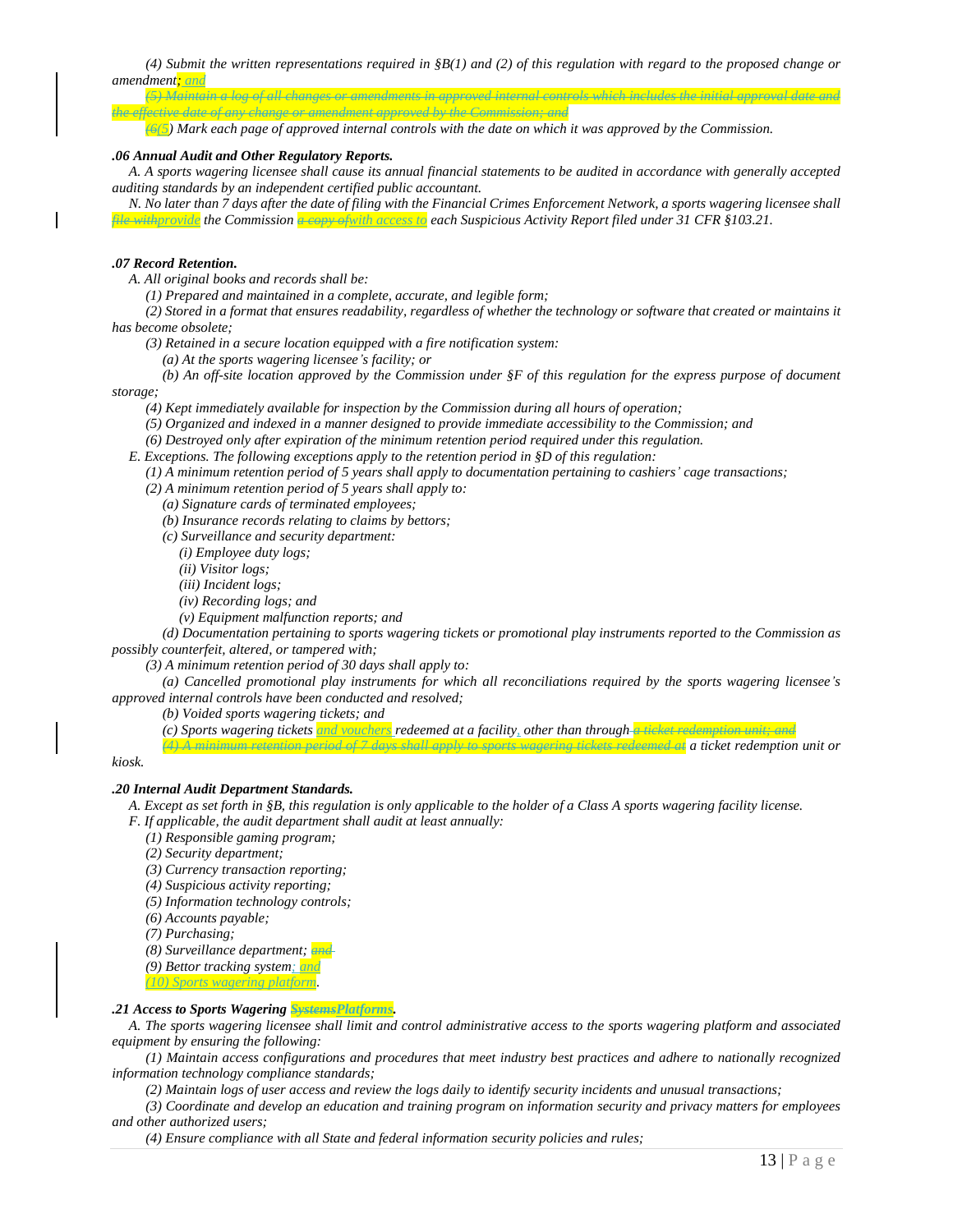*(4) Submit the written representations required in §B(1) and (2) of this regulation with regard to the proposed change or amendment; and*

*~~(5) Maintain a log of all changes or amendments in approved internal controls which includes the initial approval date and the effective date of any change or amendment approved by the Commission; and~~*

*~~(6~~(5) Mark each page of approved internal controls with the date on which it was approved by the Commission.*

***.06 Annual Audit and Other Regulatory Reports.***

*A. A sports wagering licensee shall cause its annual financial statements to be audited in accordance with generally accepted auditing standards by an independent certified public accountant.*

*N. No later than 7 days after the date of filing with the Financial Crimes Enforcement Network, a sports wagering licensee shall ~~file with~~provide the Commission ~~a copy of~~with access to each Suspicious Activity Report filed under 31 CFR §103.21.*

***.07 Record Retention.***

*A. All original books and records shall be:*

*(1) Prepared and maintained in a complete, accurate, and legible form;*

*(2) Stored in a format that ensures readability, regardless of whether the technology or software that created or maintains it has become obsolete;*

*(3) Retained in a secure location equipped with a fire notification system:*

*(a) At the sports wagering licensee's facility; or*

*(b) An off-site location approved by the Commission under §F of this regulation for the express purpose of document storage;*

*(4) Kept immediately available for inspection by the Commission during all hours of operation;*

*(5) Organized and indexed in a manner designed to provide immediate accessibility to the Commission; and*

*(6) Destroyed only after expiration of the minimum retention period required under this regulation.*

*E. Exceptions. The following exceptions apply to the retention period in §D of this regulation:*

*(1) A minimum retention period of 5 years shall apply to documentation pertaining to cashiers' cage transactions;*

*(2) A minimum retention period of 5 years shall apply to:*

*(a) Signature cards of terminated employees;*

*(b) Insurance records relating to claims by bettors;*

*(c) Surveillance and security department:*

*(i) Employee duty logs;*

*(ii) Visitor logs;*

*(iii) Incident logs;*

*(iv) Recording logs; and*

*(v) Equipment malfunction reports; and*

*(d) Documentation pertaining to sports wagering tickets or promotional play instruments reported to the Commission as possibly counterfeit, altered, or tampered with;*

*(3) A minimum retention period of 30 days shall apply to:*

*(a) Cancelled promotional play instruments for which all reconciliations required by the sports wagering licensee's approved internal controls have been conducted and resolved;*

*(b) Voided sports wagering tickets; and*

*(c) Sports wagering tickets and vouchers redeemed at a facility, other than through ~~a ticket redemption unit; and~~*

*~~(4) A minimum retention period of 7 days shall apply to sports wagering tickets redeemed at~~ a ticket redemption unit or kiosk.*

***.20 Internal Audit Department Standards.***

*A. Except as set forth in §B, this regulation is only applicable to the holder of a Class A sports wagering facility license.*

*F. If applicable, the audit department shall audit at least annually:*

*(1) Responsible gaming program;*

*(2) Security department;*

*(3) Currency transaction reporting;*

*(4) Suspicious activity reporting;*

*(5) Information technology controls;*

*(6) Accounts payable;*

*(7) Purchasing;*

*(8) Surveillance department; ~~and~~*

*(9) Bettor tracking system; and*

*(10) Sports wagering platform.*

***.21 Access to Sports Wagering ~~Systems~~Platforms.***

*A. The sports wagering licensee shall limit and control administrative access to the sports wagering platform and associated equipment by ensuring the following:*

*(1) Maintain access configurations and procedures that meet industry best practices and adhere to nationally recognized information technology compliance standards;*

*(2) Maintain logs of user access and review the logs daily to identify security incidents and unusual transactions;*

*(3) Coordinate and develop an education and training program on information security and privacy matters for employees and other authorized users;*

*(4) Ensure compliance with all State and federal information security policies and rules;*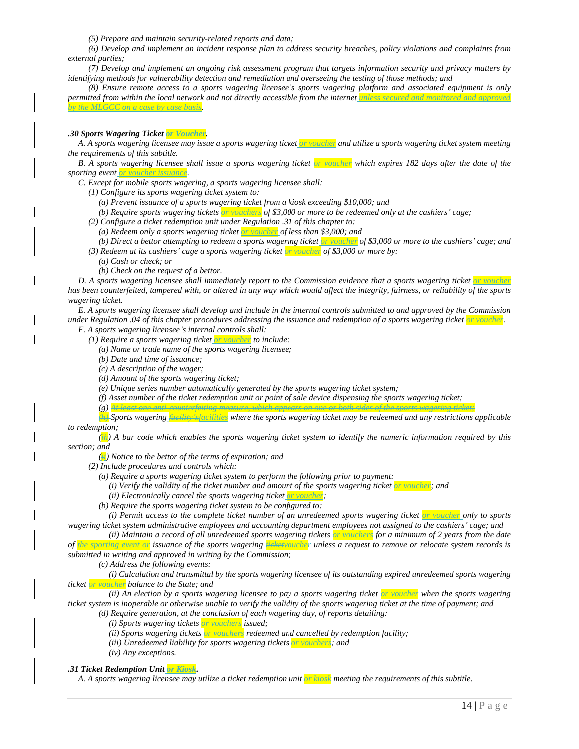*(5) Prepare and maintain security-related reports and data;*

*(6) Develop and implement an incident response plan to address security breaches, policy violations and complaints from external parties;*

*(7) Develop and implement an ongoing risk assessment program that targets information security and privacy matters by identifying methods for vulnerability detection and remediation and overseeing the testing of those methods; and*

*(8) Ensure remote access to a sports wagering licensee's sports wagering platform and associated equipment is only permitted from within the local network and not directly accessible from the internet unless secured and monitored and approved by the MLGCC on a case by case basis.*

***.30 Sports Wagering Ticket or Voucher.***

*A. A sports wagering licensee may issue a sports wagering ticket or voucher and utilize a sports wagering ticket system meeting the requirements of this subtitle.*

*B. A sports wagering licensee shall issue a sports wagering ticket or voucher which expires 182 days after the date of the sporting event or voucher issuance.*

*C. Except for mobile sports wagering, a sports wagering licensee shall:*

*(1) Configure its sports wagering ticket system to:*

*(a) Prevent issuance of a sports wagering ticket from a kiosk exceeding $10,000; and*

*(b) Require sports wagering tickets or vouchers of $3,000 or more to be redeemed only at the cashiers' cage;*

*(2) Configure a ticket redemption unit under Regulation .31 of this chapter to:*

*(a) Redeem only a sports wagering ticket or voucher of less than $3,000; and*

*(b) Direct a bettor attempting to redeem a sports wagering ticket or voucher of $3,000 or more to the cashiers' cage; and*

*(3) Redeem at its cashiers' cage a sports wagering ticket or voucher of $3,000 or more by:*

*(a) Cash or check; or*

*(b) Check on the request of a bettor.*

*D. A sports wagering licensee shall immediately report to the Commission evidence that a sports wagering ticket or voucher has been counterfeited, tampered with, or altered in any way which would affect the integrity, fairness, or reliability of the sports wagering ticket.*

*E. A sports wagering licensee shall develop and include in the internal controls submitted to and approved by the Commission under Regulation .04 of this chapter procedures addressing the issuance and redemption of a sports wagering ticket or voucher.*

*F. A sports wagering licensee's internal controls shall:*

*(1) Require a sports wagering ticket or voucher to include:*

*(a) Name or trade name of the sports wagering licensee;*

*(b) Date and time of issuance;*

*(c) A description of the wager;*

*(d) Amount of the sports wagering ticket;*

*(e) Unique series number automatically generated by the sports wagering ticket system;*

*(f) Asset number of the ticket redemption unit or point of sale device dispensing the sports wagering ticket;*

*(g) ~~At least one anti-counterfeiting measure, which appears on one or both sides of the sports wagering ticket;~~*

*~~(h)~~ Sports wagering ~~facility's~~facilities where the sports wagering ticket may be redeemed and any restrictions applicable to redemption;*

*(~~i~~h) A bar code which enables the sports wagering ticket system to identify the numeric information required by this section; and*

*(~~j~~i) Notice to the bettor of the terms of expiration; and*

*(2) Include procedures and controls which:*

*(a) Require a sports wagering ticket system to perform the following prior to payment:*

*(i) Verify the validity of the ticket number and amount of the sports wagering ticket or voucher; and*

*(ii) Electronically cancel the sports wagering ticket or voucher;*

*(b) Require the sports wagering ticket system to be configured to:*

*(i) Permit access to the complete ticket number of an unredeemed sports wagering ticket or voucher only to sports wagering ticket system administrative employees and accounting department employees not assigned to the cashiers' cage; and*

*(ii) Maintain a record of all unredeemed sports wagering tickets or vouchers for a minimum of 2 years from the date of the sporting event or issuance of the sports wagering ~~ticket~~voucher unless a request to remove or relocate system records is submitted in writing and approved in writing by the Commission;*

*(c) Address the following events:*

*(i) Calculation and transmittal by the sports wagering licensee of its outstanding expired unredeemed sports wagering ticket or voucher balance to the State; and*

*(ii) An election by a sports wagering licensee to pay a sports wagering ticket or voucher when the sports wagering ticket system is inoperable or otherwise unable to verify the validity of the sports wagering ticket at the time of payment; and*

*(d) Require generation, at the conclusion of each wagering day, of reports detailing:*

*(i) Sports wagering tickets or vouchers issued;*

*(ii) Sports wagering tickets or vouchers redeemed and cancelled by redemption facility;*

*(iii) Unredeemed liability for sports wagering tickets or vouchers; and*

*(iv) Any exceptions.*

***.31 Ticket Redemption Unit or Kiosk.***

*A. A sports wagering licensee may utilize a ticket redemption unit or kiosk meeting the requirements of this subtitle.*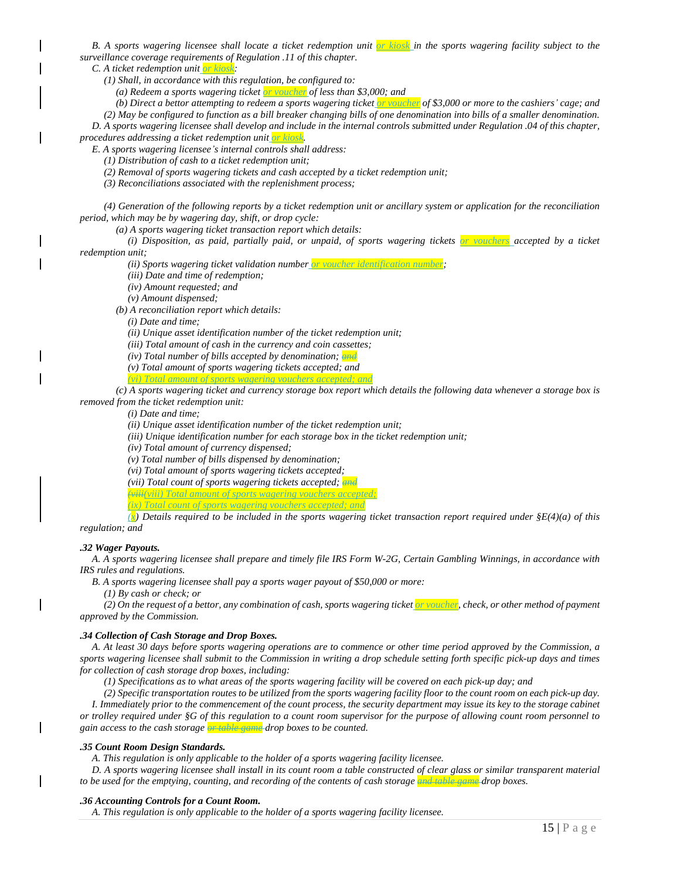*B. A sports wagering licensee shall locate a ticket redemption unit or kiosk in the sports wagering facility subject to the surveillance coverage requirements of Regulation .11 of this chapter.*

*C. A ticket redemption unit or kiosk:*

*(1) Shall, in accordance with this regulation, be configured to:*

*(a) Redeem a sports wagering ticket or voucher of less than $3,000; and*

*(b) Direct a bettor attempting to redeem a sports wagering ticket or voucher of $3,000 or more to the cashiers' cage; and*

*(2) May be configured to function as a bill breaker changing bills of one denomination into bills of a smaller denomination.*

*D. A sports wagering licensee shall develop and include in the internal controls submitted under Regulation .04 of this chapter, procedures addressing a ticket redemption unit or kiosk.*

*E. A sports wagering licensee's internal controls shall address:*

*(1) Distribution of cash to a ticket redemption unit;*

*(2) Removal of sports wagering tickets and cash accepted by a ticket redemption unit;*

*(3) Reconciliations associated with the replenishment process;*

*(4) Generation of the following reports by a ticket redemption unit or ancillary system or application for the reconciliation period, which may be by wagering day, shift, or drop cycle:*

*(a) A sports wagering ticket transaction report which details:*

*(i) Disposition, as paid, partially paid, or unpaid, of sports wagering tickets or vouchers accepted by a ticket redemption unit;*

*(ii) Sports wagering ticket validation number or voucher identification number;*

*(iii) Date and time of redemption;*

*(iv) Amount requested; and*

*(v) Amount dispensed;*

*(b) A reconciliation report which details:*

*(i) Date and time;*

*(ii) Unique asset identification number of the ticket redemption unit;*

*(iii) Total amount of cash in the currency and coin cassettes;*

*(iv) Total number of bills accepted by denomination; ~~and~~*

*(v) Total amount of sports wagering tickets accepted; and*

*(vi) Total amount of sports wagering vouchers accepted; and*

*(c) A sports wagering ticket and currency storage box report which details the following data whenever a storage box is removed from the ticket redemption unit:*

*(i) Date and time;*

*(ii) Unique asset identification number of the ticket redemption unit;*

*(iii) Unique identification number for each storage box in the ticket redemption unit;*

*(iv) Total amount of currency dispensed;*

*(v) Total number of bills dispensed by denomination;*

*(vi) Total amount of sports wagering tickets accepted;*

*(vii) Total count of sports wagering tickets accepted; ~~and~~*

*~~(viii~~(viii) Total amount of sports wagering vouchers accepted;*

*(ix) Total count of sports wagering vouchers accepted; and*

*(x) Details required to be included in the sports wagering ticket transaction report required under §E(4)(a) of this regulation; and*

***.32 Wager Payouts.***

*A. A sports wagering licensee shall prepare and timely file IRS Form W-2G, Certain Gambling Winnings, in accordance with IRS rules and regulations.*

*B. A sports wagering licensee shall pay a sports wager payout of $50,000 or more:*

*(1) By cash or check; or*

*(2) On the request of a bettor, any combination of cash, sports wagering ticket or voucher, check, or other method of payment approved by the Commission.*

***.34 Collection of Cash Storage and Drop Boxes.***

*A. At least 30 days before sports wagering operations are to commence or other time period approved by the Commission, a sports wagering licensee shall submit to the Commission in writing a drop schedule setting forth specific pick-up days and times for collection of cash storage drop boxes, including:*

*(1) Specifications as to what areas of the sports wagering facility will be covered on each pick-up day; and*

*(2) Specific transportation routes to be utilized from the sports wagering facility floor to the count room on each pick-up day.*

*I. Immediately prior to the commencement of the count process, the security department may issue its key to the storage cabinet or trolley required under §G of this regulation to a count room supervisor for the purpose of allowing count room personnel to gain access to the cash storage ~~or table game~~ drop boxes to be counted.*

***.35 Count Room Design Standards.***

*A. This regulation is only applicable to the holder of a sports wagering facility licensee.*

*D. A sports wagering licensee shall install in its count room a table constructed of clear glass or similar transparent material to be used for the emptying, counting, and recording of the contents of cash storage ~~and table game~~ drop boxes.*

***.36 Accounting Controls for a Count Room.***

*A. This regulation is only applicable to the holder of a sports wagering facility licensee.*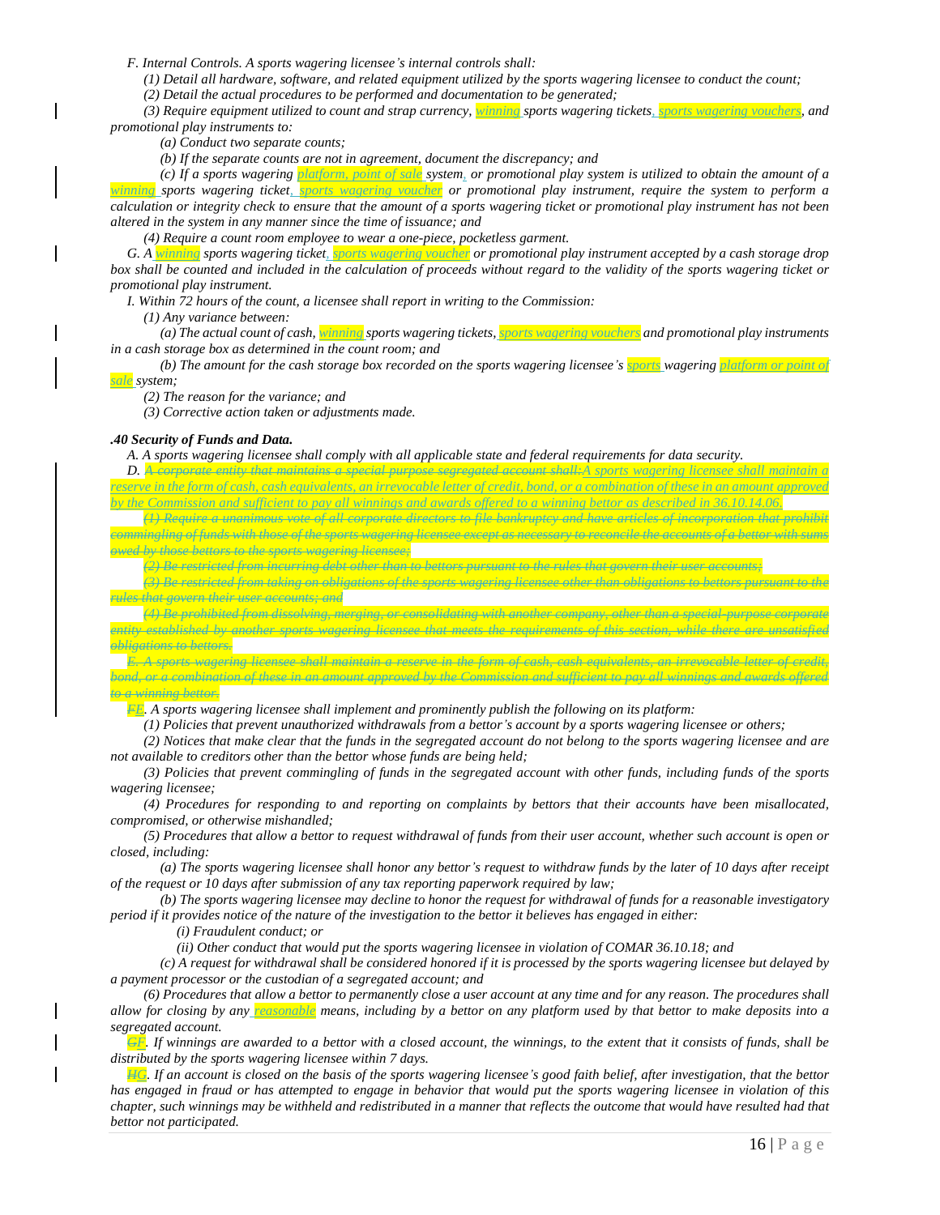F. Internal Controls. A sports wagering licensee's internal controls shall:

(1) Detail all hardware, software, and related equipment utilized by the sports wagering licensee to conduct the count;

(2) Detail the actual procedures to be performed and documentation to be generated;

(3) Require equipment utilized to count and strap currency, winning sports wagering tickets, sports wagering vouchers, and promotional play instruments to:

(a) Conduct two separate counts;

(b) If the separate counts are not in agreement, document the discrepancy; and

(c) If a sports wagering platform, point of sale system, or promotional play system is utilized to obtain the amount of a winning sports wagering ticket, sports wagering voucher or promotional play instrument, require the system to perform a calculation or integrity check to ensure that the amount of a sports wagering ticket or promotional play instrument has not been altered in the system in any manner since the time of issuance; and

(4) Require a count room employee to wear a one-piece, pocketless garment.

G. A winning sports wagering ticket, sports wagering voucher or promotional play instrument accepted by a cash storage drop box shall be counted and included in the calculation of proceeds without regard to the validity of the sports wagering ticket or promotional play instrument.

I. Within 72 hours of the count, a licensee shall report in writing to the Commission:

(1) Any variance between:

(a) The actual count of cash, winning sports wagering tickets, sports wagering vouchers and promotional play instruments in a cash storage box as determined in the count room; and

(b) The amount for the cash storage box recorded on the sports wagering licensee's sports wagering platform or point of sale system;

(2) The reason for the variance; and

(3) Corrective action taken or adjustments made.

**.40 Security of Funds and Data.**

A. A sports wagering licensee shall comply with all applicable state and federal requirements for data security.

D. ~~A corporate entity that maintains a special purpose segregated account shall:~~A sports wagering licensee shall maintain a reserve in the form of cash, cash equivalents, an irrevocable letter of credit, bond, or a combination of these in an amount approved by the Commission and sufficient to pay all winnings and awards offered to a winning bettor as described in 36.10.14.06.

~~(1) Require a unanimous vote of all corporate directors to file bankruptcy and have articles of incorporation that prohibit commingling of funds with those of the sports wagering licensee except as necessary to reconcile the accounts of a bettor with sums owed by those bettors to the sports wagering licensee;~~

~~(2) Be restricted from incurring debt other than to bettors pursuant to the rules that govern their user accounts;~~

~~(3) Be restricted from taking on obligations of the sports wagering licensee other than obligations to bettors pursuant to the rules that govern their user accounts; and~~

~~(4) Be prohibited from dissolving, merging, or consolidating with another company, other than a special-purpose corporate entity established by another sports wagering licensee that meets the requirements of this section, while there are unsatisfied obligations to bettors.~~

~~E. A sports wagering licensee shall maintain a reserve in the form of cash, cash equivalents, an irrevocable letter of credit, bond, or a combination of these in an amount approved by the Commission and sufficient to pay all winnings and awards offered to a winning bettor.~~

~~F~~E. A sports wagering licensee shall implement and prominently publish the following on its platform:

(1) Policies that prevent unauthorized withdrawals from a bettor's account by a sports wagering licensee or others;

(2) Notices that make clear that the funds in the segregated account do not belong to the sports wagering licensee and are not available to creditors other than the bettor whose funds are being held;

(3) Policies that prevent commingling of funds in the segregated account with other funds, including funds of the sports wagering licensee;

(4) Procedures for responding to and reporting on complaints by bettors that their accounts have been misallocated, compromised, or otherwise mishandled;

(5) Procedures that allow a bettor to request withdrawal of funds from their user account, whether such account is open or closed, including:

(a) The sports wagering licensee shall honor any bettor's request to withdraw funds by the later of 10 days after receipt of the request or 10 days after submission of any tax reporting paperwork required by law;

(b) The sports wagering licensee may decline to honor the request for withdrawal of funds for a reasonable investigatory period if it provides notice of the nature of the investigation to the bettor it believes has engaged in either:

(i) Fraudulent conduct; or

(ii) Other conduct that would put the sports wagering licensee in violation of COMAR 36.10.18; and

(c) A request for withdrawal shall be considered honored if it is processed by the sports wagering licensee but delayed by a payment processor or the custodian of a segregated account; and

(6) Procedures that allow a bettor to permanently close a user account at any time and for any reason. The procedures shall allow for closing by any reasonable means, including by a bettor on any platform used by that bettor to make deposits into a segregated account.

~~G~~F. If winnings are awarded to a bettor with a closed account, the winnings, to the extent that it consists of funds, shall be distributed by the sports wagering licensee within 7 days.

~~H~~G. If an account is closed on the basis of the sports wagering licensee's good faith belief, after investigation, that the bettor has engaged in fraud or has attempted to engage in behavior that would put the sports wagering licensee in violation of this chapter, such winnings may be withheld and redistributed in a manner that reflects the outcome that would have resulted had that bettor not participated.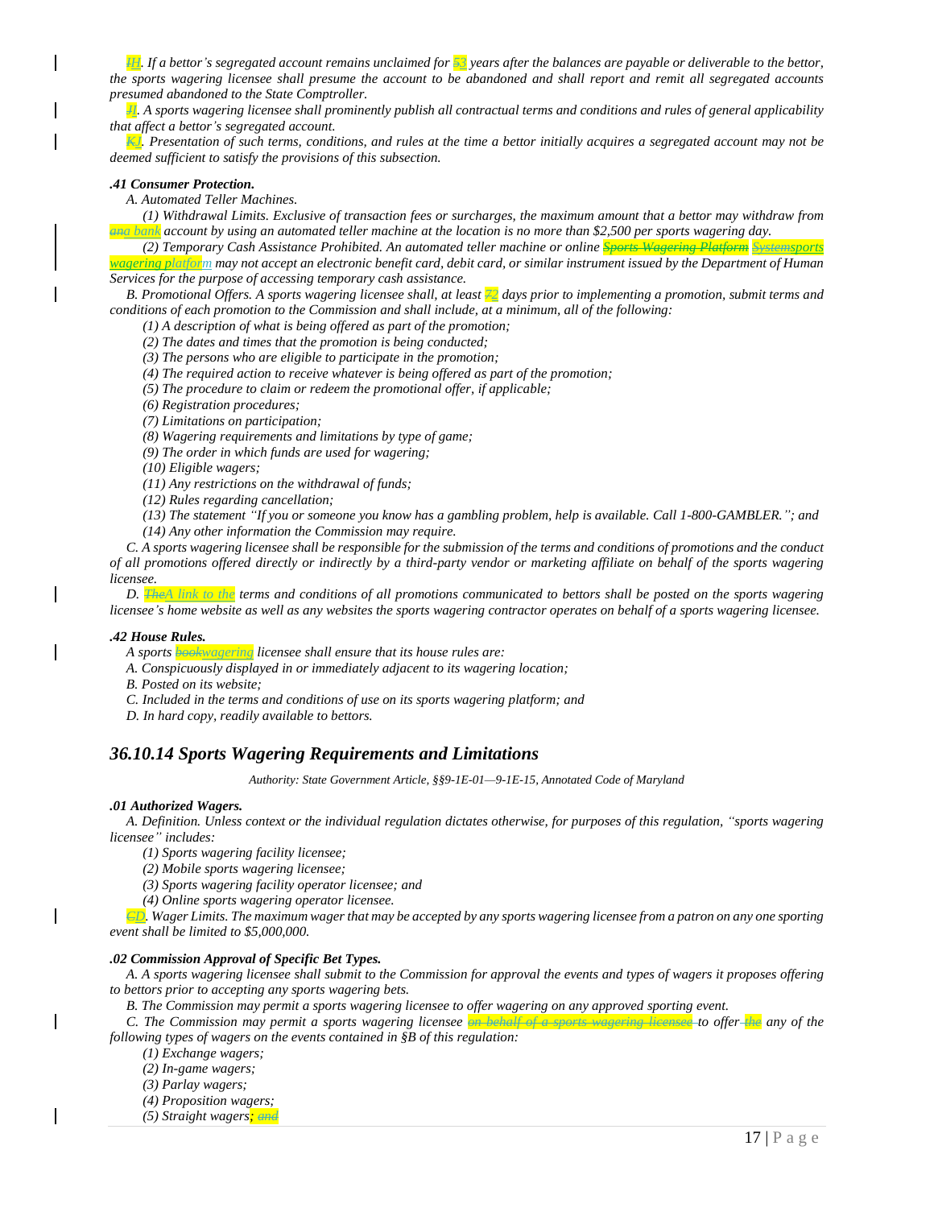*HI. If a bettor's segregated account remains unclaimed for 53 years after the balances are payable or deliverable to the bettor, the sports wagering licensee shall presume the account to be abandoned and shall report and remit all segregated accounts presumed abandoned to the State Comptroller.*

*JI. A sports wagering licensee shall prominently publish all contractual terms and conditions and rules of general applicability that affect a bettor's segregated account.*

*KJ. Presentation of such terms, conditions, and rules at the time a bettor initially acquires a segregated account may not be deemed sufficient to satisfy the provisions of this subsection.*

***.41 Consumer Protection.***

*A. Automated Teller Machines.*

*(1) Withdrawal Limits. Exclusive of transaction fees or surcharges, the maximum amount that a bettor may withdraw from ana bank account by using an automated teller machine at the location is no more than $2,500 per sports wagering day.*

*(2) Temporary Cash Assistance Prohibited. An automated teller machine or online Sports Wagering Platform Systemsports wagering platform may not accept an electronic benefit card, debit card, or similar instrument issued by the Department of Human Services for the purpose of accessing temporary cash assistance.*

*B. Promotional Offers. A sports wagering licensee shall, at least 72 days prior to implementing a promotion, submit terms and conditions of each promotion to the Commission and shall include, at a minimum, all of the following:*

*(1) A description of what is being offered as part of the promotion;*

*(2) The dates and times that the promotion is being conducted;*

*(3) The persons who are eligible to participate in the promotion;*

*(4) The required action to receive whatever is being offered as part of the promotion;*

*(5) The procedure to claim or redeem the promotional offer, if applicable;*

*(6) Registration procedures;*

*(7) Limitations on participation;*

*(8) Wagering requirements and limitations by type of game;*

*(9) The order in which funds are used for wagering;*

*(10) Eligible wagers;*

*(11) Any restrictions on the withdrawal of funds;*

*(12) Rules regarding cancellation;*

*(13) The statement "If you or someone you know has a gambling problem, help is available. Call 1-800-GAMBLER."; and*

*(14) Any other information the Commission may require.*

*C. A sports wagering licensee shall be responsible for the submission of the terms and conditions of promotions and the conduct of all promotions offered directly or indirectly by a third-party vendor or marketing affiliate on behalf of the sports wagering licensee.*

*D. TheA link to the terms and conditions of all promotions communicated to bettors shall be posted on the sports wagering licensee's home website as well as any websites the sports wagering contractor operates on behalf of a sports wagering licensee.*

***.42 House Rules.***

*A sports bookwagering licensee shall ensure that its house rules are:*

*A. Conspicuously displayed in or immediately adjacent to its wagering location;*

*B. Posted on its website;*

*C. Included in the terms and conditions of use on its sports wagering platform; and*

*D. In hard copy, readily available to bettors.*

## *36.10.14 Sports Wagering Requirements and Limitations*

*Authority: State Government Article, §§9-1E-01—9-1E-15, Annotated Code of Maryland*

***.01 Authorized Wagers.***

*A. Definition. Unless context or the individual regulation dictates otherwise, for purposes of this regulation, "sports wagering licensee" includes:*

*(1) Sports wagering facility licensee;*

*(2) Mobile sports wagering licensee;*

*(3) Sports wagering facility operator licensee; and*

*(4) Online sports wagering operator licensee.*

*CD. Wager Limits. The maximum wager that may be accepted by any sports wagering licensee from a patron on any one sporting event shall be limited to $5,000,000.*

***.02 Commission Approval of Specific Bet Types.***

*A. A sports wagering licensee shall submit to the Commission for approval the events and types of wagers it proposes offering to bettors prior to accepting any sports wagering bets.*

*B. The Commission may permit a sports wagering licensee to offer wagering on any approved sporting event.*

*C. The Commission may permit a sports wagering licensee on behalf of a sports wagering licensee to offer the any of the following types of wagers on the events contained in §B of this regulation:*

*(1) Exchange wagers;*

*(2) In-game wagers;*

*(3) Parlay wagers;*

*(4) Proposition wagers;*

*(5) Straight wagers; and*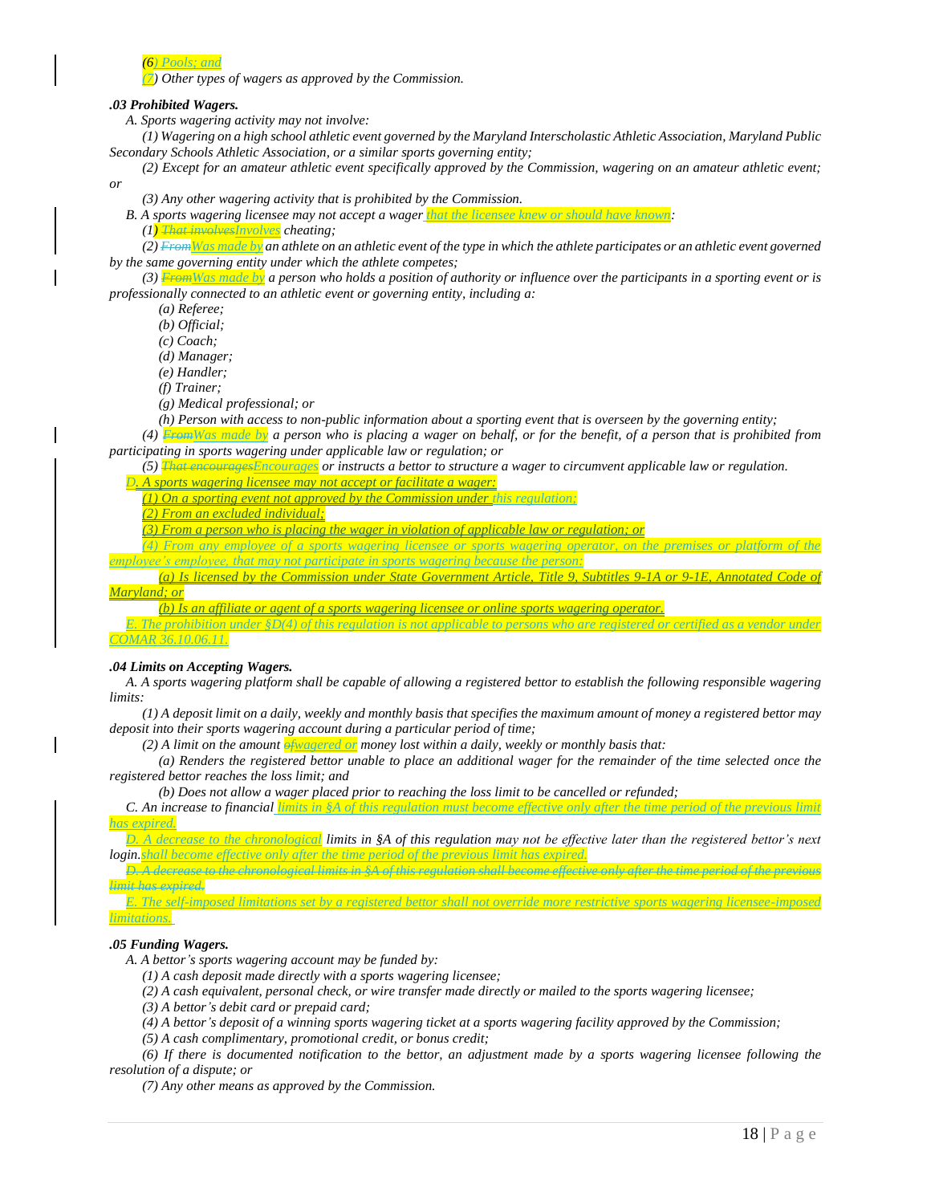*(6) Pools; and*

*(7) Other types of wagers as approved by the Commission.*

***.03 Prohibited Wagers.***

*A. Sports wagering activity may not involve:*

*(1) Wagering on a high school athletic event governed by the Maryland Interscholastic Athletic Association, Maryland Public Secondary Schools Athletic Association, or a similar sports governing entity;*

*(2) Except for an amateur athletic event specifically approved by the Commission, wagering on an amateur athletic event; or*

*(3) Any other wagering activity that is prohibited by the Commission.*

*B. A sports wagering licensee may not accept a wager that the licensee knew or should have known:*

*(1) ~~That involves~~Involves cheating;*

*(2) ~~From~~Was made by an athlete on an athletic event of the type in which the athlete participates or an athletic event governed by the same governing entity under which the athlete competes;*

*(3) ~~From~~Was made by a person who holds a position of authority or influence over the participants in a sporting event or is professionally connected to an athletic event or governing entity, including a:*

*(a) Referee;*

*(b) Official;*

*(c) Coach;*

*(d) Manager;*

*(e) Handler;*

*(f) Trainer;*

*(g) Medical professional; or*

*(h) Person with access to non-public information about a sporting event that is overseen by the governing entity;*

*(4) ~~From~~Was made by a person who is placing a wager on behalf, or for the benefit, of a person that is prohibited from participating in sports wagering under applicable law or regulation; or*

*(5) ~~That encourages~~Encourages or instructs a bettor to structure a wager to circumvent applicable law or regulation.*

*D. A sports wagering licensee may not accept or facilitate a wager:*

*(1) On a sporting event not approved by the Commission under this regulation;*

*(2) From an excluded individual;*

*(3) From a person who is placing the wager in violation of applicable law or regulation; or*

*(4) From any employee of a sports wagering licensee or sports wagering operator, on the premises or platform of the employee's employee, that may not participate in sports wagering because the person:*

*(a) Is licensed by the Commission under State Government Article, Title 9, Subtitles 9-1A or 9-1E, Annotated Code of Maryland; or*

*(b) Is an affiliate or agent of a sports wagering licensee or online sports wagering operator.*

*E. The prohibition under §D(4) of this regulation is not applicable to persons who are registered or certified as a vendor under COMAR 36.10.06.11.*

***.04 Limits on Accepting Wagers.***

*A. A sports wagering platform shall be capable of allowing a registered bettor to establish the following responsible wagering limits:*

*(1) A deposit limit on a daily, weekly and monthly basis that specifies the maximum amount of money a registered bettor may deposit into their sports wagering account during a particular period of time;*

*(2) A limit on the amount ~~of~~wagered or money lost within a daily, weekly or monthly basis that:*

*(a) Renders the registered bettor unable to place an additional wager for the remainder of the time selected once the registered bettor reaches the loss limit; and*

*(b) Does not allow a wager placed prior to reaching the loss limit to be cancelled or refunded;*

*C. An increase to financial limits in §A of this regulation must become effective only after the time period of the previous limit has expired.*

*D. A decrease to the chronological limits in §A of this regulation may not be effective later than the registered bettor's next login.shall become effective only after the time period of the previous limit has expired.*

*~~D. A decrease to the chronological limits in §A of this regulation shall become effective only after the time period of the previous limit has expired.~~*

*E. The self-imposed limitations set by a registered bettor shall not override more restrictive sports wagering licensee-imposed limitations.*

***.05 Funding Wagers.***

*A. A bettor's sports wagering account may be funded by:*

*(1) A cash deposit made directly with a sports wagering licensee;*

*(2) A cash equivalent, personal check, or wire transfer made directly or mailed to the sports wagering licensee;*

*(3) A bettor's debit card or prepaid card;*

*(4) A bettor's deposit of a winning sports wagering ticket at a sports wagering facility approved by the Commission;*

*(5) A cash complimentary, promotional credit, or bonus credit;*

*(6) If there is documented notification to the bettor, an adjustment made by a sports wagering licensee following the resolution of a dispute; or*

*(7) Any other means as approved by the Commission.*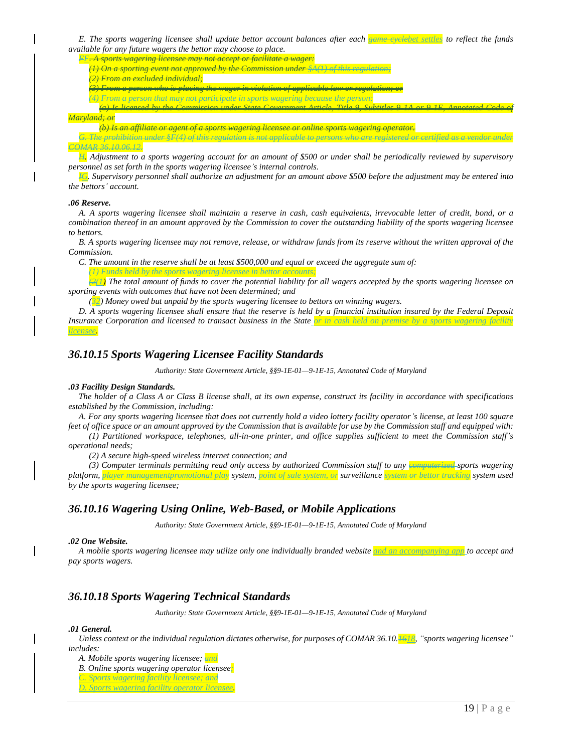*E. The sports wagering licensee shall update bettor account balances after each ~~game cycle~~bet settles to reflect the funds available for any future wagers the bettor may choose to place.*

~~*FF. A sports wagering licensee may not accept or facilitate a wager:*~~

~~*(1) On a sporting event not approved by the Commission under §A(1) of this regulation;*~~

~~*(2) From an excluded individual;*~~

~~*(3) From a person who is placing the wager in violation of applicable law or regulation; or*~~

~~*(4) From a person that may not participate in sports wagering because the person:*~~

~~*(a) Is licensed by the Commission under State Government Article, Title 9, Subtitles 9-1A or 9-1E, Annotated Code of Maryland; or*~~

~~*(b) Is an affiliate or agent of a sports wagering licensee or online sports wagering operator.*~~

~~*G. The prohibition under §F(4) of this regulation is not applicable to persons who are registered or certified as a vendor under COMAR 36.10.06.12.*~~

*~~H~~. Adjustment to a sports wagering account for an amount of $500 or under shall be periodically reviewed by supervisory personnel as set forth in the sports wagering licensee's internal controls.*

*~~I~~G. Supervisory personnel shall authorize an adjustment for an amount above $500 before the adjustment may be entered into the bettors' account.*

***.06 Reserve.***

*A. A sports wagering licensee shall maintain a reserve in cash, cash equivalents, irrevocable letter of credit, bond, or a combination thereof in an amount approved by the Commission to cover the outstanding liability of the sports wagering licensee to bettors.*

*B. A sports wagering licensee may not remove, release, or withdraw funds from its reserve without the written approval of the Commission.*

*C. The amount in the reserve shall be at least $500,000 and equal or exceed the aggregate sum of:*

~~*(1) Funds held by the sports wagering licensee in bettor accounts;*~~

*(~~2~~1) The total amount of funds to cover the potential liability for all wagers accepted by the sports wagering licensee on sporting events with outcomes that have not been determined; and*

*(~~3~~2) Money owed but unpaid by the sports wagering licensee to bettors on winning wagers.*

*D. A sports wagering licensee shall ensure that the reserve is held by a financial institution insured by the Federal Deposit Insurance Corporation and licensed to transact business in the State or in cash held on premise by a sports wagering facility licensee.*

## *36.10.15 Sports Wagering Licensee Facility Standards*

*Authority: State Government Article, §§9-1E-01—9-1E-15, Annotated Code of Maryland*

***.03 Facility Design Standards.***

*The holder of a Class A or Class B license shall, at its own expense, construct its facility in accordance with specifications established by the Commission, including:*

*A. For any sports wagering licensee that does not currently hold a video lottery facility operator's license, at least 100 square feet of office space or an amount approved by the Commission that is available for use by the Commission staff and equipped with:*

*(1) Partitioned workspace, telephones, all-in-one printer, and office supplies sufficient to meet the Commission staff's operational needs;*

*(2) A secure high-speed wireless internet connection; and*

*(3) Computer terminals permitting read only access by authorized Commission staff to any ~~computerized~~ sports wagering platform, ~~player management~~promotional play system, point of sale system, or surveillance ~~system or bettor tracking~~ system used by the sports wagering licensee;*

## *36.10.16 Wagering Using Online, Web-Based, or Mobile Applications*

*Authority: State Government Article, §§9-1E-01—9-1E-15, Annotated Code of Maryland*

***.02 One Website.***

*A mobile sports wagering licensee may utilize only one individually branded website and an accompanying app to accept and pay sports wagers.*

## *36.10.18 Sports Wagering Technical Standards*

*Authority: State Government Article, §§9-1E-01—9-1E-15, Annotated Code of Maryland*

***.01 General.***

*Unless context or the individual regulation dictates otherwise, for purposes of COMAR 36.10.~~16~~18, "sports wagering licensee" includes:*

*A. Mobile sports wagering licensee; ~~and~~*

*B. Online sports wagering operator licensee;*

*C. Sports wagering facility licensee; and*

*D. Sports wagering facility operator licensee.*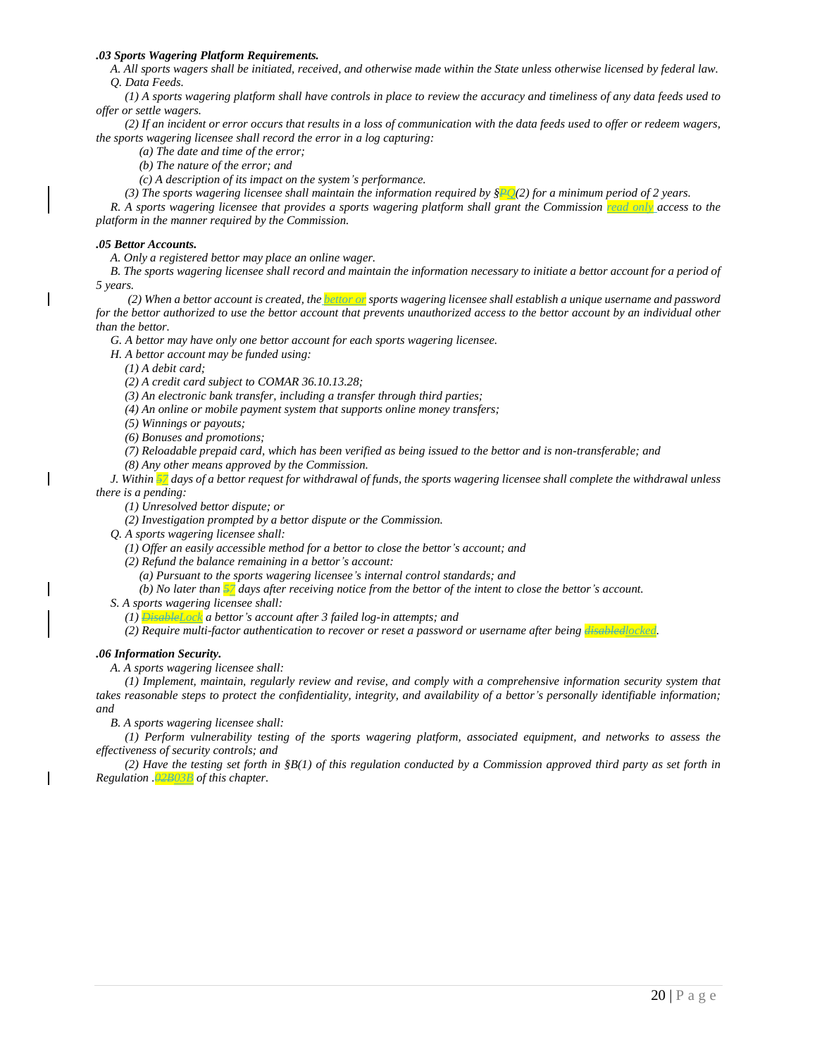***.03 Sports Wagering Platform Requirements.***

*A. All sports wagers shall be initiated, received, and otherwise made within the State unless otherwise licensed by federal law.*

*Q. Data Feeds.*

*(1) A sports wagering platform shall have controls in place to review the accuracy and timeliness of any data feeds used to offer or settle wagers.*

*(2) If an incident or error occurs that results in a loss of communication with the data feeds used to offer or redeem wagers, the sports wagering licensee shall record the error in a log capturing:*

*(a) The date and time of the error;*

*(b) The nature of the error; and*

*(c) A description of its impact on the system's performance.*

*(3) The sports wagering licensee shall maintain the information required by §~~P~~Q(2) for a minimum period of 2 years.*

*R. A sports wagering licensee that provides a sports wagering platform shall grant the Commission read only access to the platform in the manner required by the Commission.*

***.05 Bettor Accounts.***

*A. Only a registered bettor may place an online wager.*

*B. The sports wagering licensee shall record and maintain the information necessary to initiate a bettor account for a period of 5 years.*

*(2) When a bettor account is created, the bettor or sports wagering licensee shall establish a unique username and password for the bettor authorized to use the bettor account that prevents unauthorized access to the bettor account by an individual other than the bettor.*

*G. A bettor may have only one bettor account for each sports wagering licensee.*

*H. A bettor account may be funded using:*

*(1) A debit card;*

*(2) A credit card subject to COMAR 36.10.13.28;*

*(3) An electronic bank transfer, including a transfer through third parties;*

*(4) An online or mobile payment system that supports online money transfers;*

*(5) Winnings or payouts;*

*(6) Bonuses and promotions;*

*(7) Reloadable prepaid card, which has been verified as being issued to the bettor and is non-transferable; and*

*(8) Any other means approved by the Commission.*

*J. Within ~~5~~7 days of a bettor request for withdrawal of funds, the sports wagering licensee shall complete the withdrawal unless there is a pending:*

*(1) Unresolved bettor dispute; or*

*(2) Investigation prompted by a bettor dispute or the Commission.*

*Q. A sports wagering licensee shall:*

*(1) Offer an easily accessible method for a bettor to close the bettor's account; and*

*(2) Refund the balance remaining in a bettor's account:*

*(a) Pursuant to the sports wagering licensee's internal control standards; and*

*(b) No later than ~~5~~7 days after receiving notice from the bettor of the intent to close the bettor's account.*

*S. A sports wagering licensee shall:*

*(1) ~~Disable~~Lock a bettor's account after 3 failed log-in attempts; and*

*(2) Require multi-factor authentication to recover or reset a password or username after being ~~disabled~~locked.*

***.06 Information Security.***

*A. A sports wagering licensee shall:*

*(1) Implement, maintain, regularly review and revise, and comply with a comprehensive information security system that takes reasonable steps to protect the confidentiality, integrity, and availability of a bettor's personally identifiable information; and*

*B. A sports wagering licensee shall:*

*(1) Perform vulnerability testing of the sports wagering platform, associated equipment, and networks to assess the effectiveness of security controls; and*

*(2) Have the testing set forth in §B(1) of this regulation conducted by a Commission approved third party as set forth in Regulation .~~02B~~03B of this chapter.*